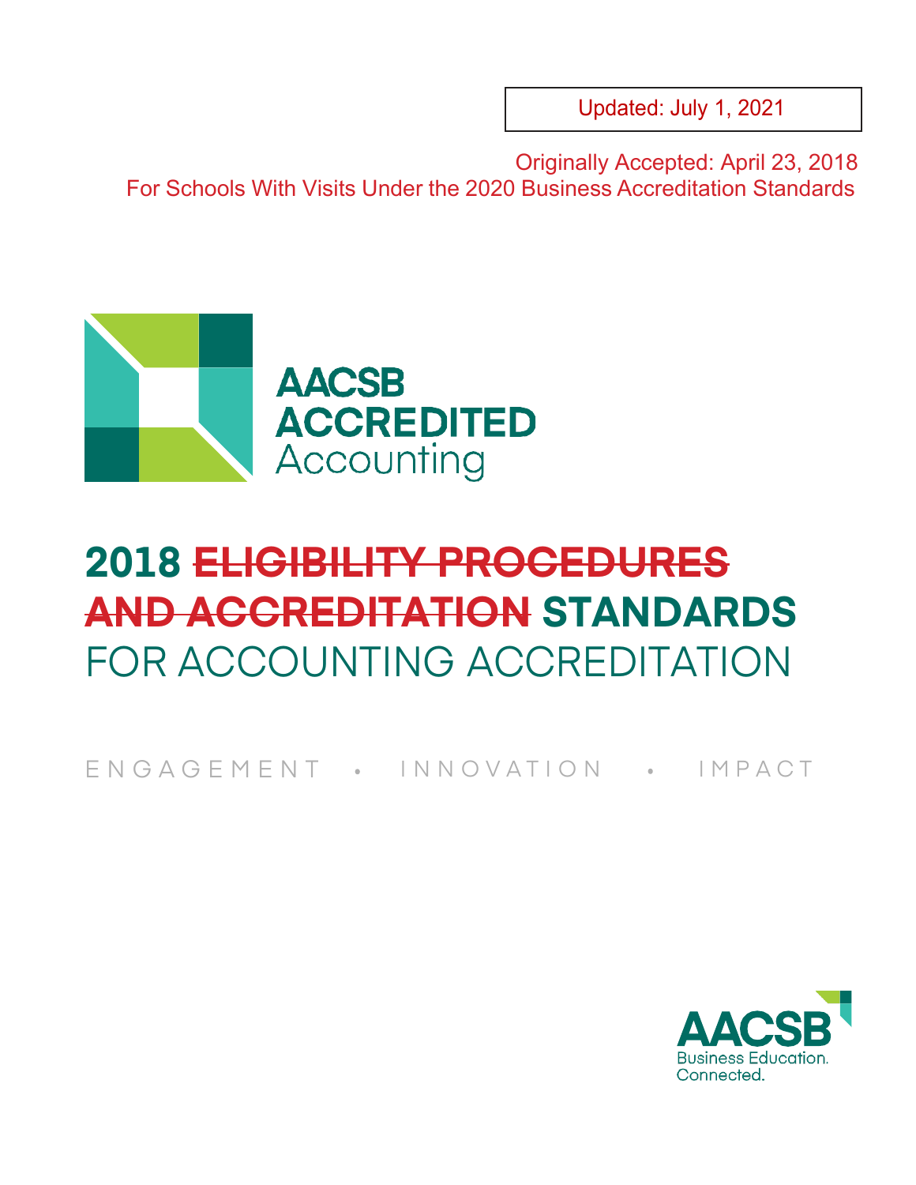Updated: July 1, 2021

Originally Accepted: April 23, 2018

For Schools With Visits Under the 2020 Business Accreditation Standards

AACSB ACCREDITED Accounting

# 2018 ~~ELIGIBILITY PROCEDURES AND ACCREDITATION~~ STANDARDS FOR ACCOUNTING ACCREDITATION

ENGAGEMENT • INNOVATION • IMPACT

AACSB Business Education. Connected.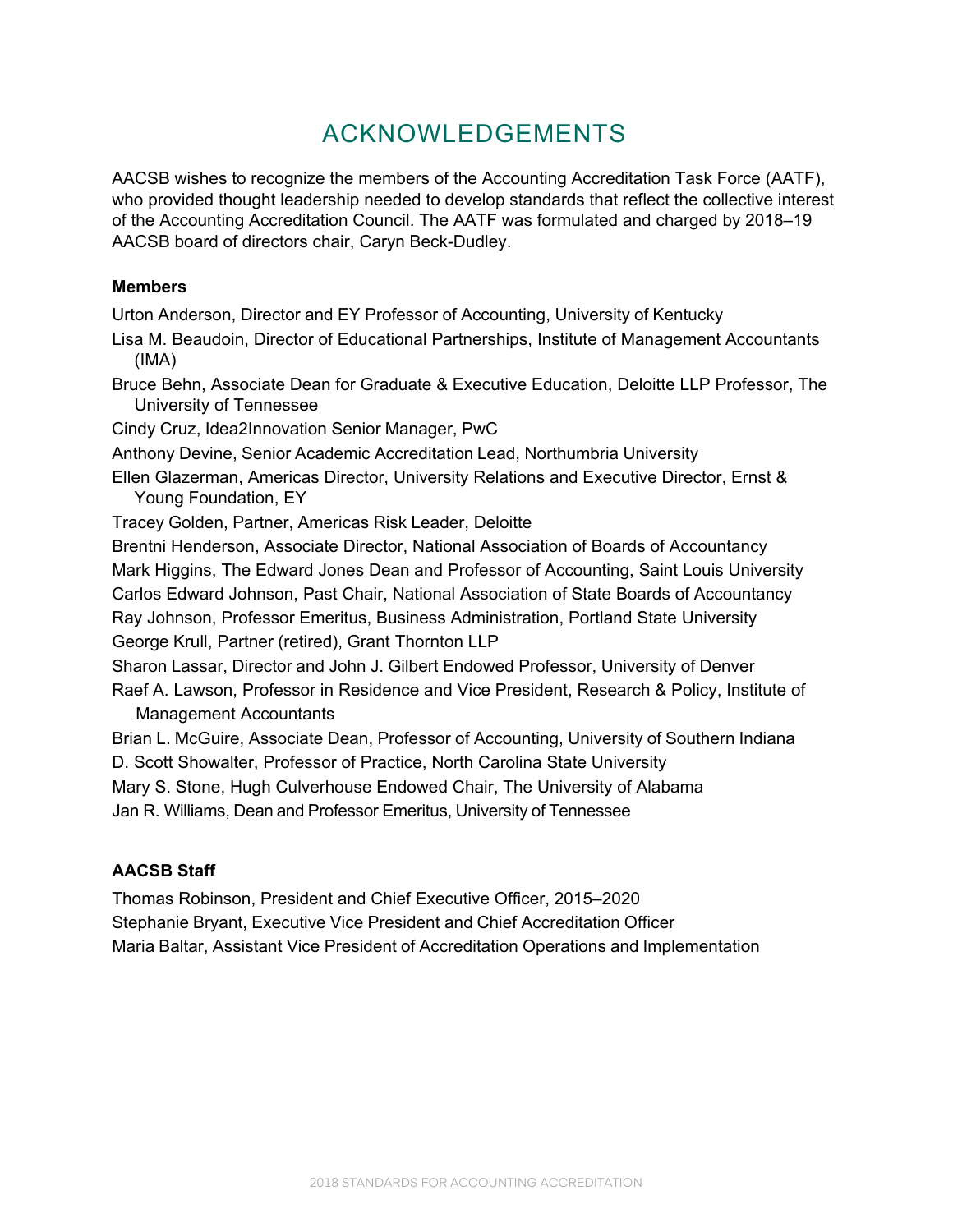# ACKNOWLEDGEMENTS

AACSB wishes to recognize the members of the Accounting Accreditation Task Force (AATF), who provided thought leadership needed to develop standards that reflect the collective interest of the Accounting Accreditation Council. The AATF was formulated and charged by 2018–19 AACSB board of directors chair, Caryn Beck-Dudley.

**Members**

Urton Anderson, Director and EY Professor of Accounting, University of Kentucky

Lisa M. Beaudoin, Director of Educational Partnerships, Institute of Management Accountants (IMA)

Bruce Behn, Associate Dean for Graduate & Executive Education, Deloitte LLP Professor, The University of Tennessee

Cindy Cruz, Idea2Innovation Senior Manager, PwC

Anthony Devine, Senior Academic Accreditation Lead, Northumbria University

Ellen Glazerman, Americas Director, University Relations and Executive Director, Ernst & Young Foundation, EY

Tracey Golden, Partner, Americas Risk Leader, Deloitte

Brentni Henderson, Associate Director, National Association of Boards of Accountancy

Mark Higgins, The Edward Jones Dean and Professor of Accounting, Saint Louis University

Carlos Edward Johnson, Past Chair, National Association of State Boards of Accountancy

Ray Johnson, Professor Emeritus, Business Administration, Portland State University

George Krull, Partner (retired), Grant Thornton LLP

Sharon Lassar, Director and John J. Gilbert Endowed Professor, University of Denver

Raef A. Lawson, Professor in Residence and Vice President, Research & Policy, Institute of Management Accountants

Brian L. McGuire, Associate Dean, Professor of Accounting, University of Southern Indiana

D. Scott Showalter, Professor of Practice, North Carolina State University

Mary S. Stone, Hugh Culverhouse Endowed Chair, The University of Alabama

Jan R. Williams, Dean and Professor Emeritus, University of Tennessee

**AACSB Staff**

Thomas Robinson, President and Chief Executive Officer, 2015–2020

Stephanie Bryant, Executive Vice President and Chief Accreditation Officer

Maria Baltar, Assistant Vice President of Accreditation Operations and Implementation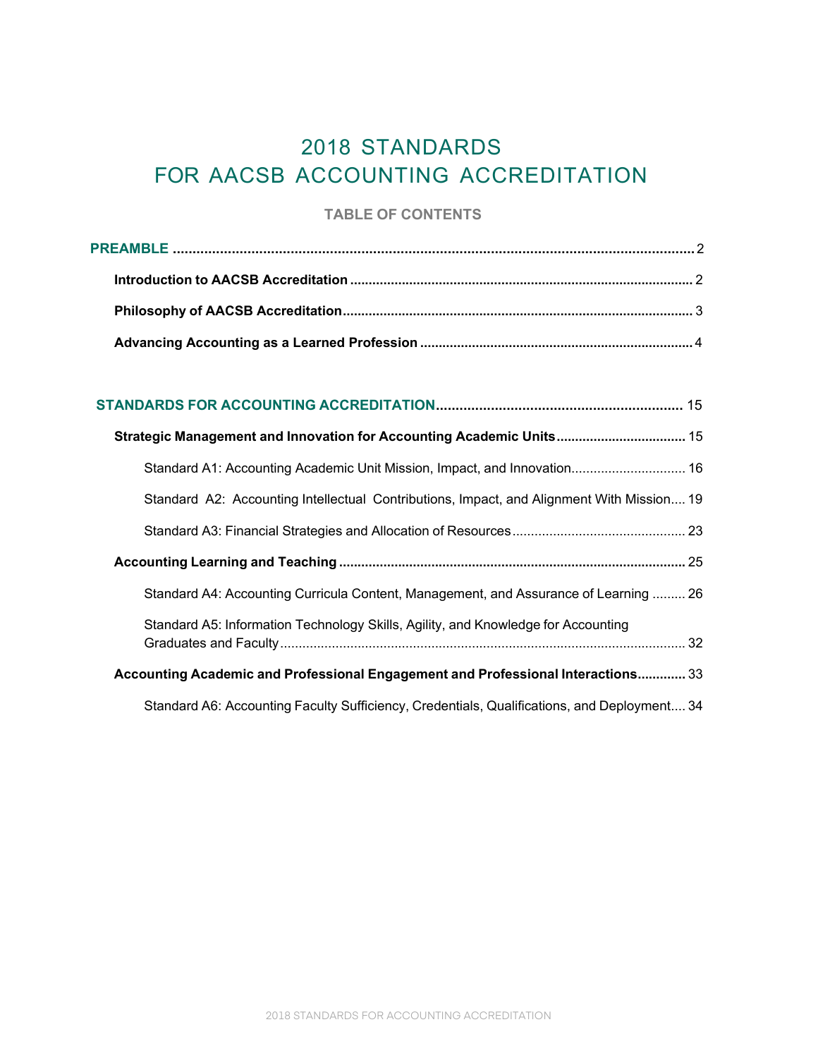# 2018 STANDARDS FOR AACSB ACCOUNTING ACCREDITATION

## TABLE OF CONTENTS

**PREAMBLE** ..... 2

- **Introduction to AACSB Accreditation** ..... 2
- **Philosophy of AACSB Accreditation** ..... 3
- **Advancing Accounting as a Learned Profession** ..... 4

**STANDARDS FOR ACCOUNTING ACCREDITATION** ..... 15

- **Strategic Management and Innovation for Accounting Academic Units** ..... 15
  - Standard A1: Accounting Academic Unit Mission, Impact, and Innovation ..... 16
  - Standard A2: Accounting Intellectual Contributions, Impact, and Alignment With Mission ..... 19
  - Standard A3: Financial Strategies and Allocation of Resources ..... 23
- **Accounting Learning and Teaching** ..... 25
  - Standard A4: Accounting Curricula Content, Management, and Assurance of Learning ..... 26
  - Standard A5: Information Technology Skills, Agility, and Knowledge for Accounting Graduates and Faculty ..... 32
- **Accounting Academic and Professional Engagement and Professional Interactions** ..... 33
  - Standard A6: Accounting Faculty Sufficiency, Credentials, Qualifications, and Deployment ..... 34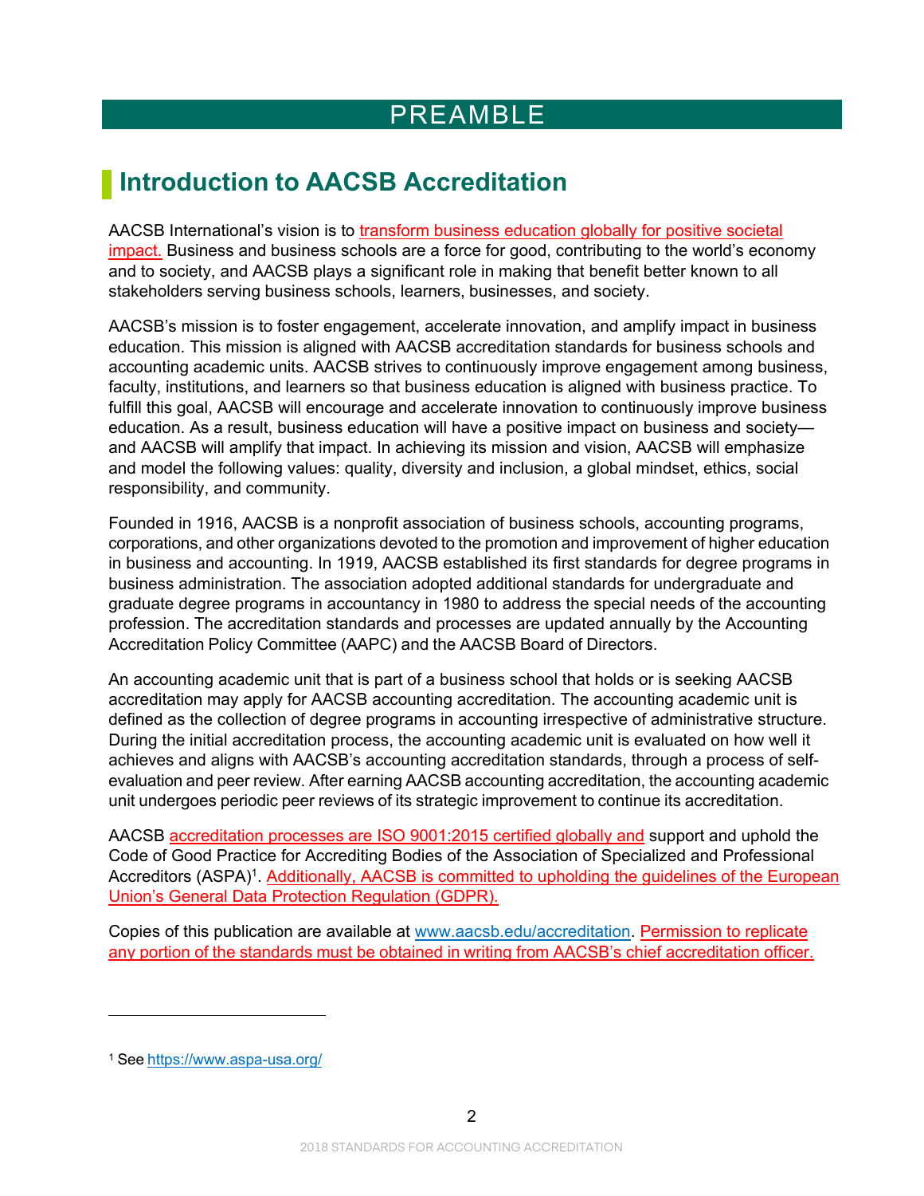# PREAMBLE

## Introduction to AACSB Accreditation

AACSB International's vision is to transform business education globally for positive societal impact. Business and business schools are a force for good, contributing to the world's economy and to society, and AACSB plays a significant role in making that benefit better known to all stakeholders serving business schools, learners, businesses, and society.

AACSB's mission is to foster engagement, accelerate innovation, and amplify impact in business education. This mission is aligned with AACSB accreditation standards for business schools and accounting academic units. AACSB strives to continuously improve engagement among business, faculty, institutions, and learners so that business education is aligned with business practice. To fulfill this goal, AACSB will encourage and accelerate innovation to continuously improve business education. As a result, business education will have a positive impact on business and society—and AACSB will amplify that impact. In achieving its mission and vision, AACSB will emphasize and model the following values: quality, diversity and inclusion, a global mindset, ethics, social responsibility, and community.

Founded in 1916, AACSB is a nonprofit association of business schools, accounting programs, corporations, and other organizations devoted to the promotion and improvement of higher education in business and accounting. In 1919, AACSB established its first standards for degree programs in business administration. The association adopted additional standards for undergraduate and graduate degree programs in accountancy in 1980 to address the special needs of the accounting profession. The accreditation standards and processes are updated annually by the Accounting Accreditation Policy Committee (AAPC) and the AACSB Board of Directors.

An accounting academic unit that is part of a business school that holds or is seeking AACSB accreditation may apply for AACSB accounting accreditation. The accounting academic unit is defined as the collection of degree programs in accounting irrespective of administrative structure. During the initial accreditation process, the accounting academic unit is evaluated on how well it achieves and aligns with AACSB's accounting accreditation standards, through a process of self-evaluation and peer review. After earning AACSB accounting accreditation, the accounting academic unit undergoes periodic peer reviews of its strategic improvement to continue its accreditation.

AACSB accreditation processes are ISO 9001:2015 certified globally and support and uphold the Code of Good Practice for Accrediting Bodies of the Association of Specialized and Professional Accreditors (ASPA)[1]. Additionally, AACSB is committed to upholding the guidelines of the European Union's General Data Protection Regulation (GDPR).

Copies of this publication are available at www.aacsb.edu/accreditation. Permission to replicate any portion of the standards must be obtained in writing from AACSB's chief accreditation officer.

---

[1] See https://www.aspa-usa.org/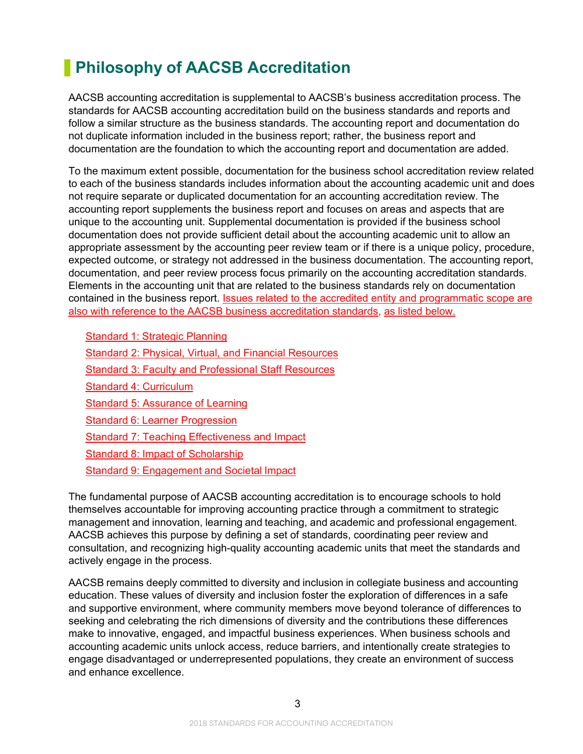# Philosophy of AACSB Accreditation

AACSB accounting accreditation is supplemental to AACSB's business accreditation process. The standards for AACSB accounting accreditation build on the business standards and reports and follow a similar structure as the business standards. The accounting report and documentation do not duplicate information included in the business report; rather, the business report and documentation are the foundation to which the accounting report and documentation are added.

To the maximum extent possible, documentation for the business school accreditation review related to each of the business standards includes information about the accounting academic unit and does not require separate or duplicated documentation for an accounting accreditation review. The accounting report supplements the business report and focuses on areas and aspects that are unique to the accounting unit. Supplemental documentation is provided if the business school documentation does not provide sufficient detail about the accounting academic unit to allow an appropriate assessment by the accounting peer review team or if there is a unique policy, procedure, expected outcome, or strategy not addressed in the business documentation. The accounting report, documentation, and peer review process focus primarily on the accounting accreditation standards. Elements in the accounting unit that are related to the business standards rely on documentation contained in the business report. Issues related to the accredited entity and programmatic scope are also with reference to the AACSB business accreditation standards, as listed below.

- Standard 1: Strategic Planning
- Standard 2: Physical, Virtual, and Financial Resources
- Standard 3: Faculty and Professional Staff Resources
- Standard 4: Curriculum
- Standard 5: Assurance of Learning
- Standard 6: Learner Progression
- Standard 7: Teaching Effectiveness and Impact
- Standard 8: Impact of Scholarship
- Standard 9: Engagement and Societal Impact

The fundamental purpose of AACSB accounting accreditation is to encourage schools to hold themselves accountable for improving accounting practice through a commitment to strategic management and innovation, learning and teaching, and academic and professional engagement. AACSB achieves this purpose by defining a set of standards, coordinating peer review and consultation, and recognizing high-quality accounting academic units that meet the standards and actively engage in the process.

AACSB remains deeply committed to diversity and inclusion in collegiate business and accounting education. These values of diversity and inclusion foster the exploration of differences in a safe and supportive environment, where community members move beyond tolerance of differences to seeking and celebrating the rich dimensions of diversity and the contributions these differences make to innovative, engaged, and impactful business experiences. When business schools and accounting academic units unlock access, reduce barriers, and intentionally create strategies to engage disadvantaged or underrepresented populations, they create an environment of success and enhance excellence.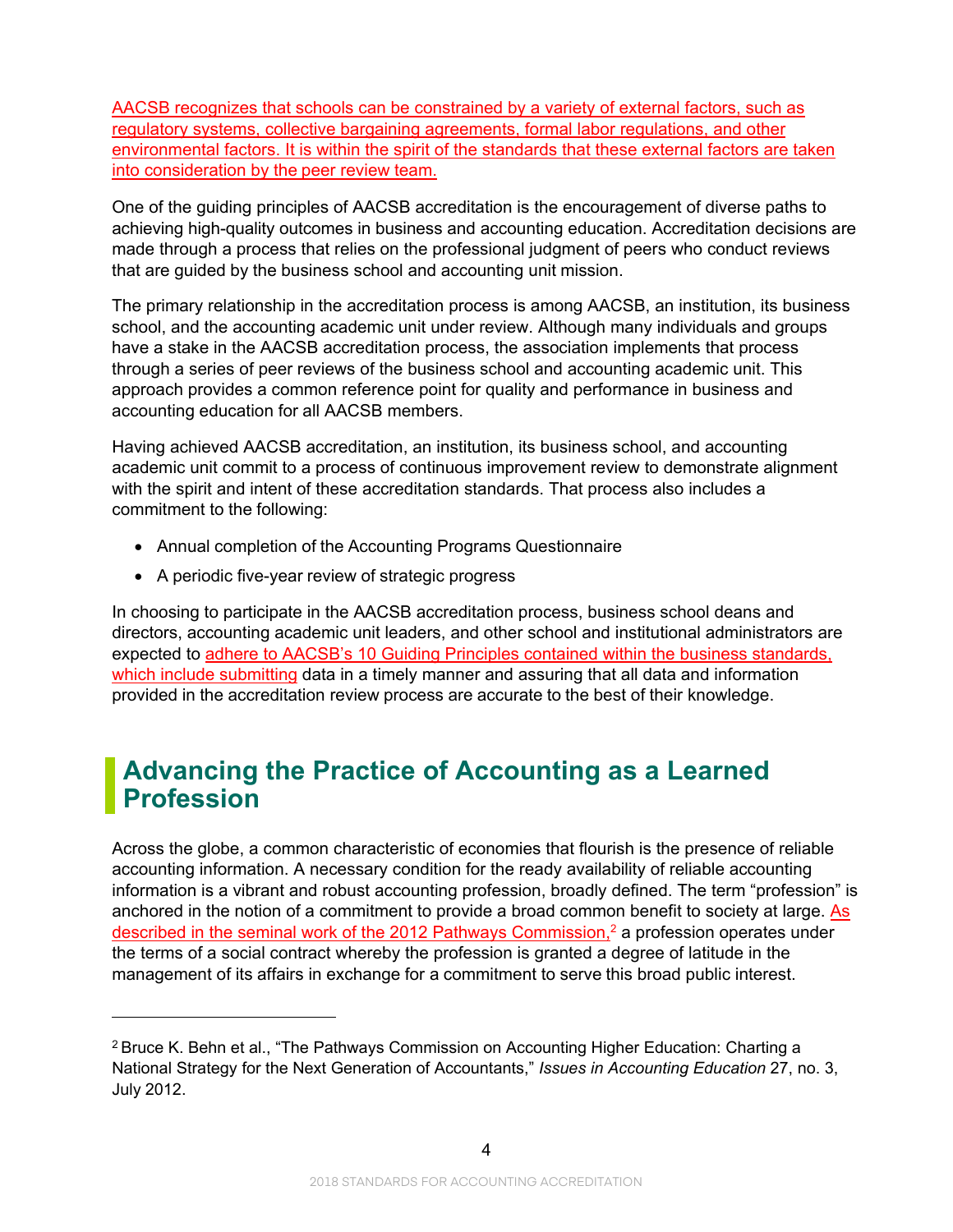AACSB recognizes that schools can be constrained by a variety of external factors, such as regulatory systems, collective bargaining agreements, formal labor regulations, and other environmental factors. It is within the spirit of the standards that these external factors are taken into consideration by the peer review team.

One of the guiding principles of AACSB accreditation is the encouragement of diverse paths to achieving high-quality outcomes in business and accounting education. Accreditation decisions are made through a process that relies on the professional judgment of peers who conduct reviews that are guided by the business school and accounting unit mission.

The primary relationship in the accreditation process is among AACSB, an institution, its business school, and the accounting academic unit under review. Although many individuals and groups have a stake in the AACSB accreditation process, the association implements that process through a series of peer reviews of the business school and accounting academic unit. This approach provides a common reference point for quality and performance in business and accounting education for all AACSB members.

Having achieved AACSB accreditation, an institution, its business school, and accounting academic unit commit to a process of continuous improvement review to demonstrate alignment with the spirit and intent of these accreditation standards. That process also includes a commitment to the following:

- Annual completion of the Accounting Programs Questionnaire
- A periodic five-year review of strategic progress

In choosing to participate in the AACSB accreditation process, business school deans and directors, accounting academic unit leaders, and other school and institutional administrators are expected to adhere to AACSB's 10 Guiding Principles contained within the business standards, which include submitting data in a timely manner and assuring that all data and information provided in the accreditation review process are accurate to the best of their knowledge.

## Advancing the Practice of Accounting as a Learned Profession

Across the globe, a common characteristic of economies that flourish is the presence of reliable accounting information. A necessary condition for the ready availability of reliable accounting information is a vibrant and robust accounting profession, broadly defined. The term "profession" is anchored in the notion of a commitment to provide a broad common benefit to society at large. As described in the seminal work of the 2012 Pathways Commission,[2] a profession operates under the terms of a social contract whereby the profession is granted a degree of latitude in the management of its affairs in exchange for a commitment to serve this broad public interest.

[2] Bruce K. Behn et al., "The Pathways Commission on Accounting Higher Education: Charting a National Strategy for the Next Generation of Accountants," *Issues in Accounting Education* 27, no. 3, July 2012.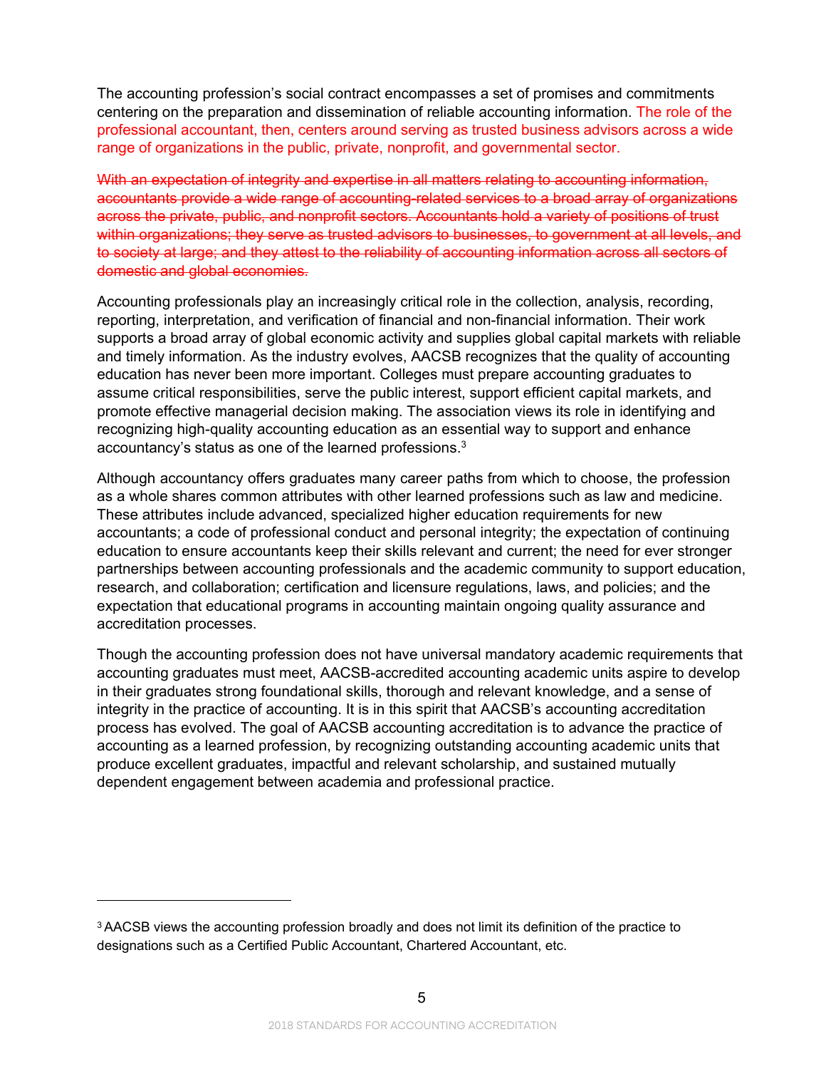The accounting profession's social contract encompasses a set of promises and commitments centering on the preparation and dissemination of reliable accounting information. The role of the professional accountant, then, centers around serving as trusted business advisors across a wide range of organizations in the public, private, nonprofit, and governmental sector.

~~With an expectation of integrity and expertise in all matters relating to accounting information, accountants provide a wide range of accounting-related services to a broad array of organizations across the private, public, and nonprofit sectors. Accountants hold a variety of positions of trust within organizations; they serve as trusted advisors to businesses, to government at all levels, and to society at large; and they attest to the reliability of accounting information across all sectors of domestic and global economies.~~

Accounting professionals play an increasingly critical role in the collection, analysis, recording, reporting, interpretation, and verification of financial and non-financial information. Their work supports a broad array of global economic activity and supplies global capital markets with reliable and timely information. As the industry evolves, AACSB recognizes that the quality of accounting education has never been more important. Colleges must prepare accounting graduates to assume critical responsibilities, serve the public interest, support efficient capital markets, and promote effective managerial decision making. The association views its role in identifying and recognizing high-quality accounting education as an essential way to support and enhance accountancy's status as one of the learned professions.[3]

Although accountancy offers graduates many career paths from which to choose, the profession as a whole shares common attributes with other learned professions such as law and medicine. These attributes include advanced, specialized higher education requirements for new accountants; a code of professional conduct and personal integrity; the expectation of continuing education to ensure accountants keep their skills relevant and current; the need for ever stronger partnerships between accounting professionals and the academic community to support education, research, and collaboration; certification and licensure regulations, laws, and policies; and the expectation that educational programs in accounting maintain ongoing quality assurance and accreditation processes.

Though the accounting profession does not have universal mandatory academic requirements that accounting graduates must meet, AACSB-accredited accounting academic units aspire to develop in their graduates strong foundational skills, thorough and relevant knowledge, and a sense of integrity in the practice of accounting. It is in this spirit that AACSB's accounting accreditation process has evolved. The goal of AACSB accounting accreditation is to advance the practice of accounting as a learned profession, by recognizing outstanding accounting academic units that produce excellent graduates, impactful and relevant scholarship, and sustained mutually dependent engagement between academia and professional practice.

---

[3] AACSB views the accounting profession broadly and does not limit its definition of the practice to designations such as a Certified Public Accountant, Chartered Accountant, etc.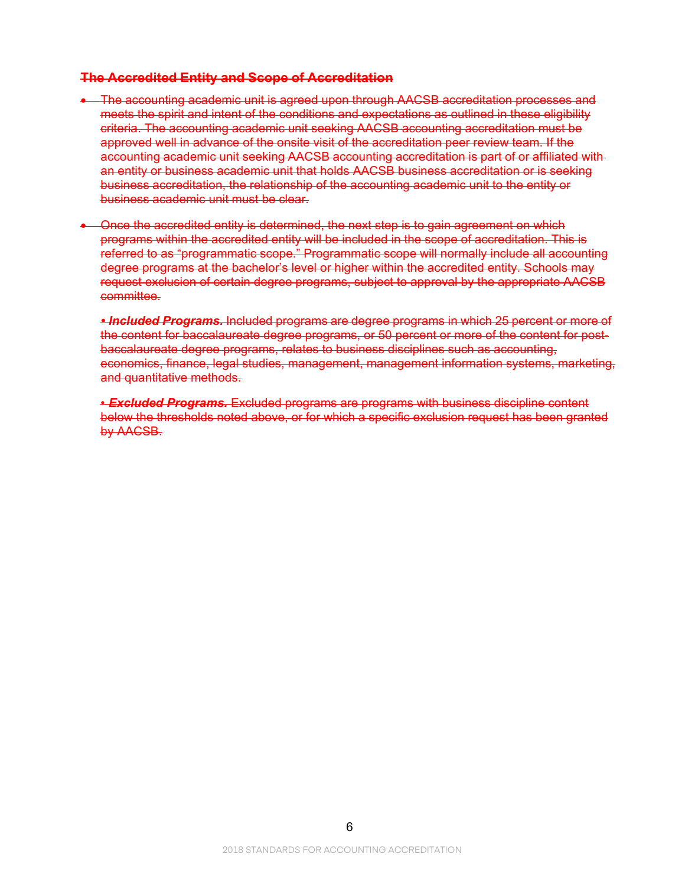## ~~The Accredited Entity and Scope of Accreditation~~

- ~~The accounting academic unit is agreed upon through AACSB accreditation processes and meets the spirit and intent of the conditions and expectations as outlined in these eligibility criteria. The accounting academic unit seeking AACSB accounting accreditation must be approved well in advance of the onsite visit of the accreditation peer review team. If the accounting academic unit seeking AACSB accounting accreditation is part of or affiliated with an entity or business academic unit that holds AACSB business accreditation or is seeking business accreditation, the relationship of the accounting academic unit to the entity or business academic unit must be clear.~~

- ~~Once the accredited entity is determined, the next step is to gain agreement on which programs within the accredited entity will be included in the scope of accreditation. This is referred to as "programmatic scope." Programmatic scope will normally include all accounting degree programs at the bachelor's level or higher within the accredited entity. Schools may request exclusion of certain degree programs, subject to approval by the appropriate AACSB committee.~~

  ~~• ***Included Programs.*** Included programs are degree programs in which 25 percent or more of the content for baccalaureate degree programs, or 50 percent or more of the content for post-baccalaureate degree programs, relates to business disciplines such as accounting, economics, finance, legal studies, management, management information systems, marketing, and quantitative methods.~~

  ~~• ***Excluded Programs.*** Excluded programs are programs with business discipline content below the thresholds noted above, or for which a specific exclusion request has been granted by AACSB.~~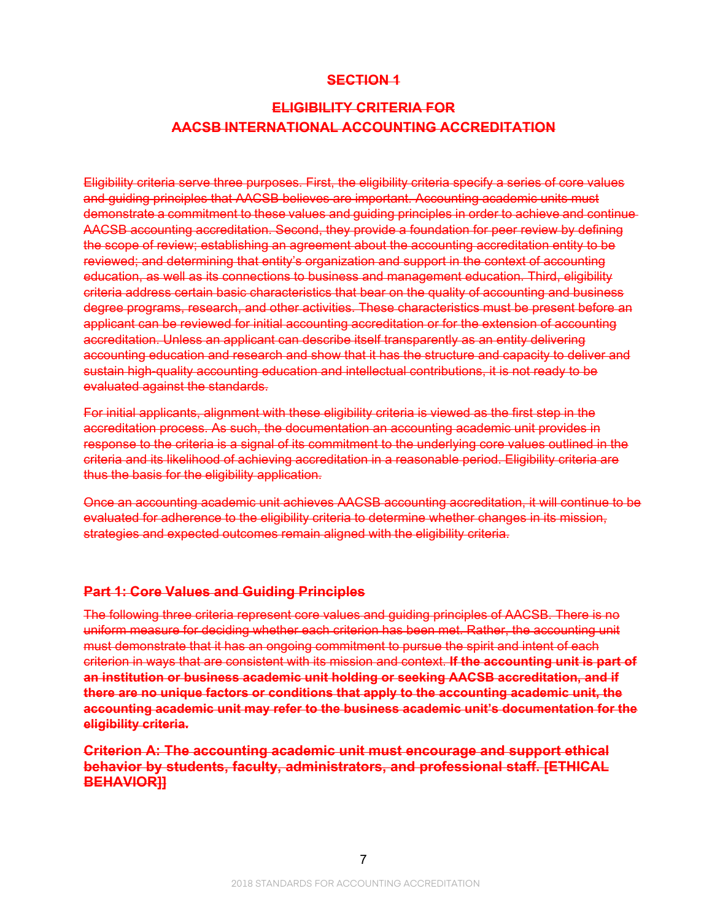## SECTION 1

## ELIGIBILITY CRITERIA FOR AACSB INTERNATIONAL ACCOUNTING ACCREDITATION

Eligibility criteria serve three purposes. First, the eligibility criteria specify a series of core values and guiding principles that AACSB believes are important. Accounting academic units must demonstrate a commitment to these values and guiding principles in order to achieve and continue AACSB accounting accreditation. Second, they provide a foundation for peer review by defining the scope of review; establishing an agreement about the accounting accreditation entity to be reviewed; and determining that entity's organization and support in the context of accounting education, as well as its connections to business and management education. Third, eligibility criteria address certain basic characteristics that bear on the quality of accounting and business degree programs, research, and other activities. These characteristics must be present before an applicant can be reviewed for initial accounting accreditation or for the extension of accounting accreditation. Unless an applicant can describe itself transparently as an entity delivering accounting education and research and show that it has the structure and capacity to deliver and sustain high-quality accounting education and intellectual contributions, it is not ready to be evaluated against the standards.

For initial applicants, alignment with these eligibility criteria is viewed as the first step in the accreditation process. As such, the documentation an accounting academic unit provides in response to the criteria is a signal of its commitment to the underlying core values outlined in the criteria and its likelihood of achieving accreditation in a reasonable period. Eligibility criteria are thus the basis for the eligibility application.

Once an accounting academic unit achieves AACSB accounting accreditation, it will continue to be evaluated for adherence to the eligibility criteria to determine whether changes in its mission, strategies and expected outcomes remain aligned with the eligibility criteria.

### Part 1: Core Values and Guiding Principles

The following three criteria represent core values and guiding principles of AACSB. There is no uniform measure for deciding whether each criterion has been met. Rather, the accounting unit must demonstrate that it has an ongoing commitment to pursue the spirit and intent of each criterion in ways that are consistent with its mission and context. **If the accounting unit is part of an institution or business academic unit holding or seeking AACSB accreditation, and if there are no unique factors or conditions that apply to the accounting academic unit, the accounting academic unit may refer to the business academic unit's documentation for the eligibility criteria.**

**Criterion A: The accounting academic unit must encourage and support ethical behavior by students, faculty, administrators, and professional staff. [ETHICAL BEHAVIOR]]**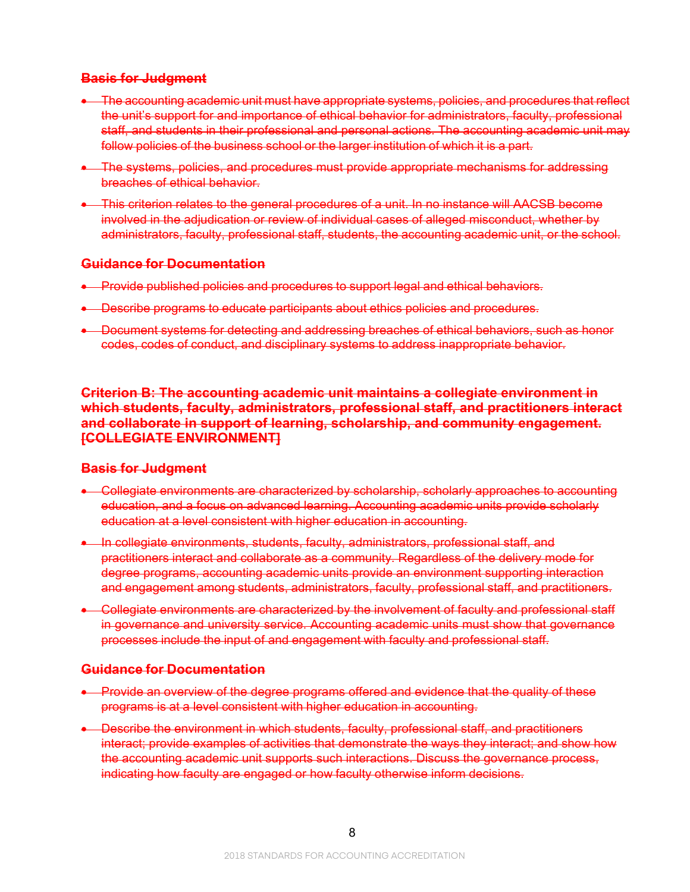~~**Basis for Judgment**~~

- ~~The accounting academic unit must have appropriate systems, policies, and procedures that reflect the unit's support for and importance of ethical behavior for administrators, faculty, professional staff, and students in their professional and personal actions. The accounting academic unit may follow policies of the business school or the larger institution of which it is a part.~~
- ~~The systems, policies, and procedures must provide appropriate mechanisms for addressing breaches of ethical behavior.~~
- ~~This criterion relates to the general procedures of a unit. In no instance will AACSB become involved in the adjudication or review of individual cases of alleged misconduct, whether by administrators, faculty, professional staff, students, the accounting academic unit, or the school.~~

~~**Guidance for Documentation**~~

- ~~Provide published policies and procedures to support legal and ethical behaviors.~~
- ~~Describe programs to educate participants about ethics policies and procedures.~~
- ~~Document systems for detecting and addressing breaches of ethical behaviors, such as honor codes, codes of conduct, and disciplinary systems to address inappropriate behavior.~~

~~**Criterion B: The accounting academic unit maintains a collegiate environment in which students, faculty, administrators, professional staff, and practitioners interact and collaborate in support of learning, scholarship, and community engagement. [COLLEGIATE ENVIRONMENT]**~~

~~**Basis for Judgment**~~

- ~~Collegiate environments are characterized by scholarship, scholarly approaches to accounting education, and a focus on advanced learning. Accounting academic units provide scholarly education at a level consistent with higher education in accounting.~~
- ~~In collegiate environments, students, faculty, administrators, professional staff, and practitioners interact and collaborate as a community. Regardless of the delivery mode for degree programs, accounting academic units provide an environment supporting interaction and engagement among students, administrators, faculty, professional staff, and practitioners.~~
- ~~Collegiate environments are characterized by the involvement of faculty and professional staff in governance and university service. Accounting academic units must show that governance processes include the input of and engagement with faculty and professional staff.~~

~~**Guidance for Documentation**~~

- ~~Provide an overview of the degree programs offered and evidence that the quality of these programs is at a level consistent with higher education in accounting.~~
- ~~Describe the environment in which students, faculty, professional staff, and practitioners interact; provide examples of activities that demonstrate the ways they interact; and show how the accounting academic unit supports such interactions. Discuss the governance process, indicating how faculty are engaged or how faculty otherwise inform decisions.~~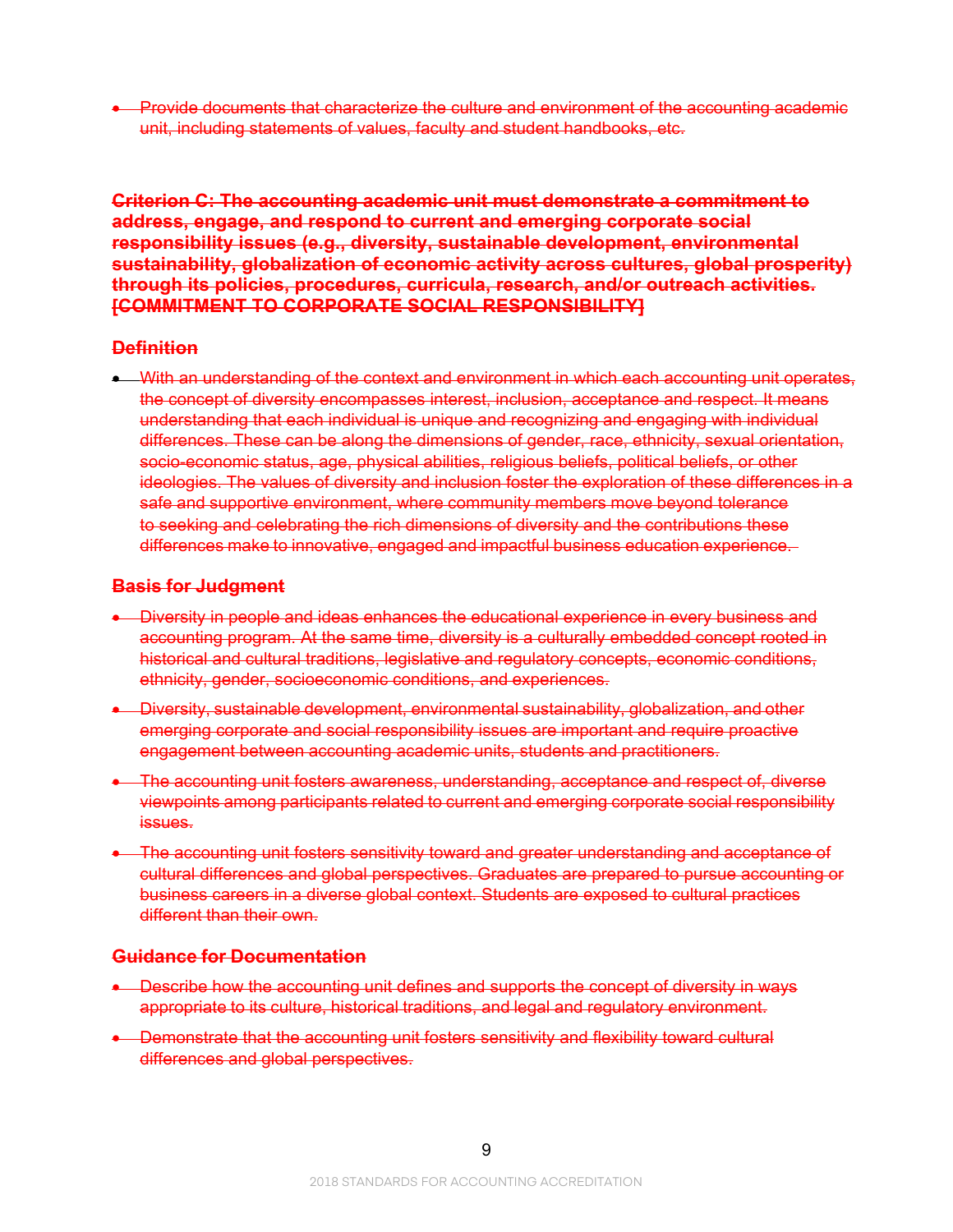- ~~Provide documents that characterize the culture and environment of the accounting academic unit, including statements of values, faculty and student handbooks, etc.~~

**~~Criterion C: The accounting academic unit must demonstrate a commitment to address, engage, and respond to current and emerging corporate social responsibility issues (e.g., diversity, sustainable development, environmental sustainability, globalization of economic activity across cultures, global prosperity) through its policies, procedures, curricula, research, and/or outreach activities. [COMMITMENT TO CORPORATE SOCIAL RESPONSIBILITY]~~**

### ~~Definition~~

- ~~With an understanding of the context and environment in which each accounting unit operates, the concept of diversity encompasses interest, inclusion, acceptance and respect. It means understanding that each individual is unique and recognizing and engaging with individual differences. These can be along the dimensions of gender, race, ethnicity, sexual orientation, socio-economic status, age, physical abilities, religious beliefs, political beliefs, or other ideologies. The values of diversity and inclusion foster the exploration of these differences in a safe and supportive environment, where community members move beyond tolerance to seeking and celebrating the rich dimensions of diversity and the contributions these differences make to innovative, engaged and impactful business education experience.~~

### ~~Basis for Judgment~~

- ~~Diversity in people and ideas enhances the educational experience in every business and accounting program. At the same time, diversity is a culturally embedded concept rooted in historical and cultural traditions, legislative and regulatory concepts, economic conditions, ethnicity, gender, socioeconomic conditions, and experiences.~~
- ~~Diversity, sustainable development, environmental sustainability, globalization, and other emerging corporate and social responsibility issues are important and require proactive engagement between accounting academic units, students and practitioners.~~
- ~~The accounting unit fosters awareness, understanding, acceptance and respect of, diverse viewpoints among participants related to current and emerging corporate social responsibility issues.~~
- ~~The accounting unit fosters sensitivity toward and greater understanding and acceptance of cultural differences and global perspectives. Graduates are prepared to pursue accounting or business careers in a diverse global context. Students are exposed to cultural practices different than their own.~~

### ~~Guidance for Documentation~~

- ~~Describe how the accounting unit defines and supports the concept of diversity in ways appropriate to its culture, historical traditions, and legal and regulatory environment.~~
- ~~Demonstrate that the accounting unit fosters sensitivity and flexibility toward cultural differences and global perspectives.~~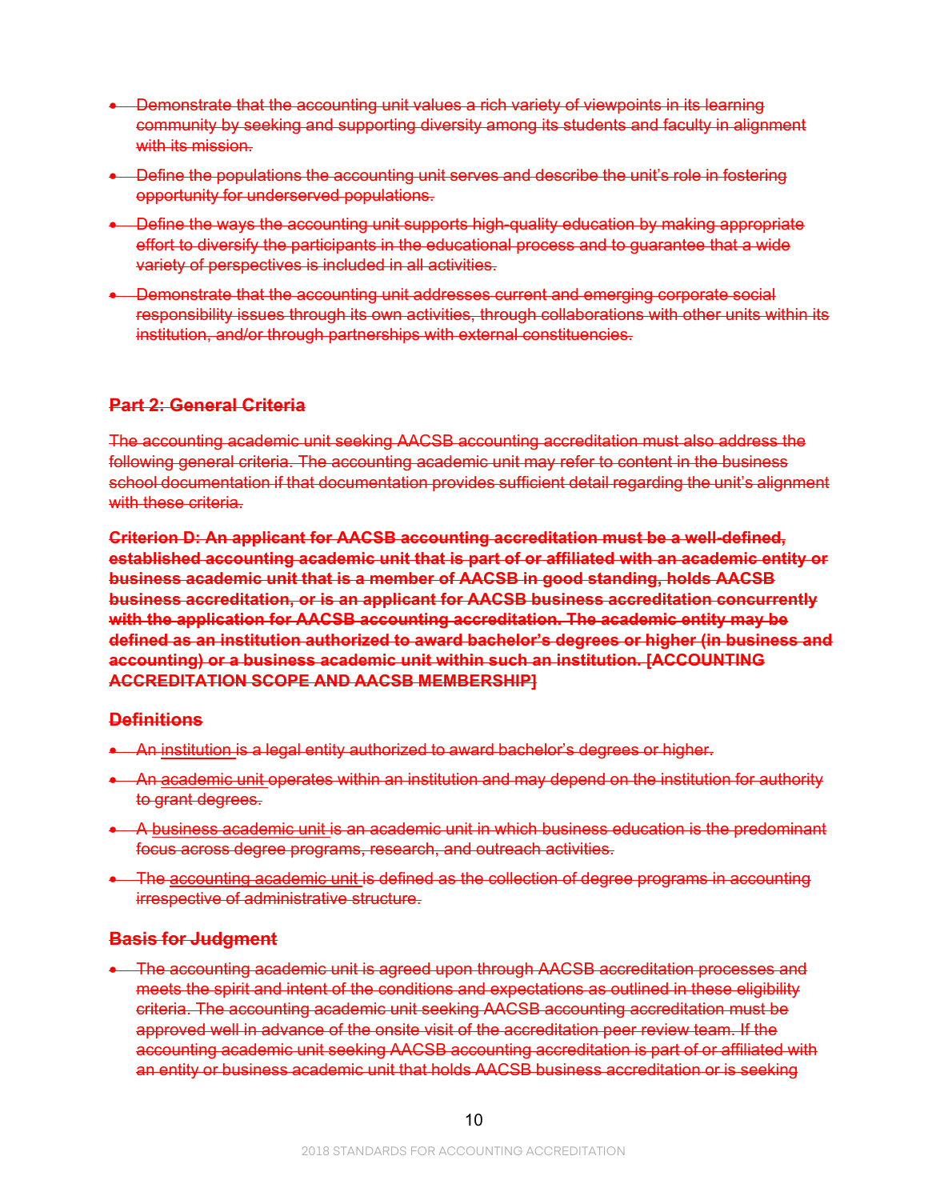- Demonstrate that the accounting unit values a rich variety of viewpoints in its learning community by seeking and supporting diversity among its students and faculty in alignment with its mission.
- Define the populations the accounting unit serves and describe the unit's role in fostering opportunity for underserved populations.
- Define the ways the accounting unit supports high-quality education by making appropriate effort to diversify the participants in the educational process and to guarantee that a wide variety of perspectives is included in all activities.
- Demonstrate that the accounting unit addresses current and emerging corporate social responsibility issues through its own activities, through collaborations with other units within its institution, and/or through partnerships with external constituencies.

## Part 2: General Criteria

The accounting academic unit seeking AACSB accounting accreditation must also address the following general criteria. The accounting academic unit may refer to content in the business school documentation if that documentation provides sufficient detail regarding the unit's alignment with these criteria.

**Criterion D: An applicant for AACSB accounting accreditation must be a well-defined, established accounting academic unit that is part of or affiliated with an academic entity or business academic unit that is a member of AACSB in good standing, holds AACSB business accreditation, or is an applicant for AACSB business accreditation concurrently with the application for AACSB accounting accreditation. The academic entity may be defined as an institution authorized to award bachelor's degrees or higher (in business and accounting) or a business academic unit within such an institution. [ACCOUNTING ACCREDITATION SCOPE AND AACSB MEMBERSHIP]**

### Definitions

- An institution is a legal entity authorized to award bachelor's degrees or higher.
- An academic unit operates within an institution and may depend on the institution for authority to grant degrees.
- A business academic unit is an academic unit in which business education is the predominant focus across degree programs, research, and outreach activities.
- The accounting academic unit is defined as the collection of degree programs in accounting irrespective of administrative structure.

### Basis for Judgment

- The accounting academic unit is agreed upon through AACSB accreditation processes and meets the spirit and intent of the conditions and expectations as outlined in these eligibility criteria. The accounting academic unit seeking AACSB accounting accreditation must be approved well in advance of the onsite visit of the accreditation peer review team. If the accounting academic unit seeking AACSB accounting accreditation is part of or affiliated with an entity or business academic unit that holds AACSB business accreditation or is seeking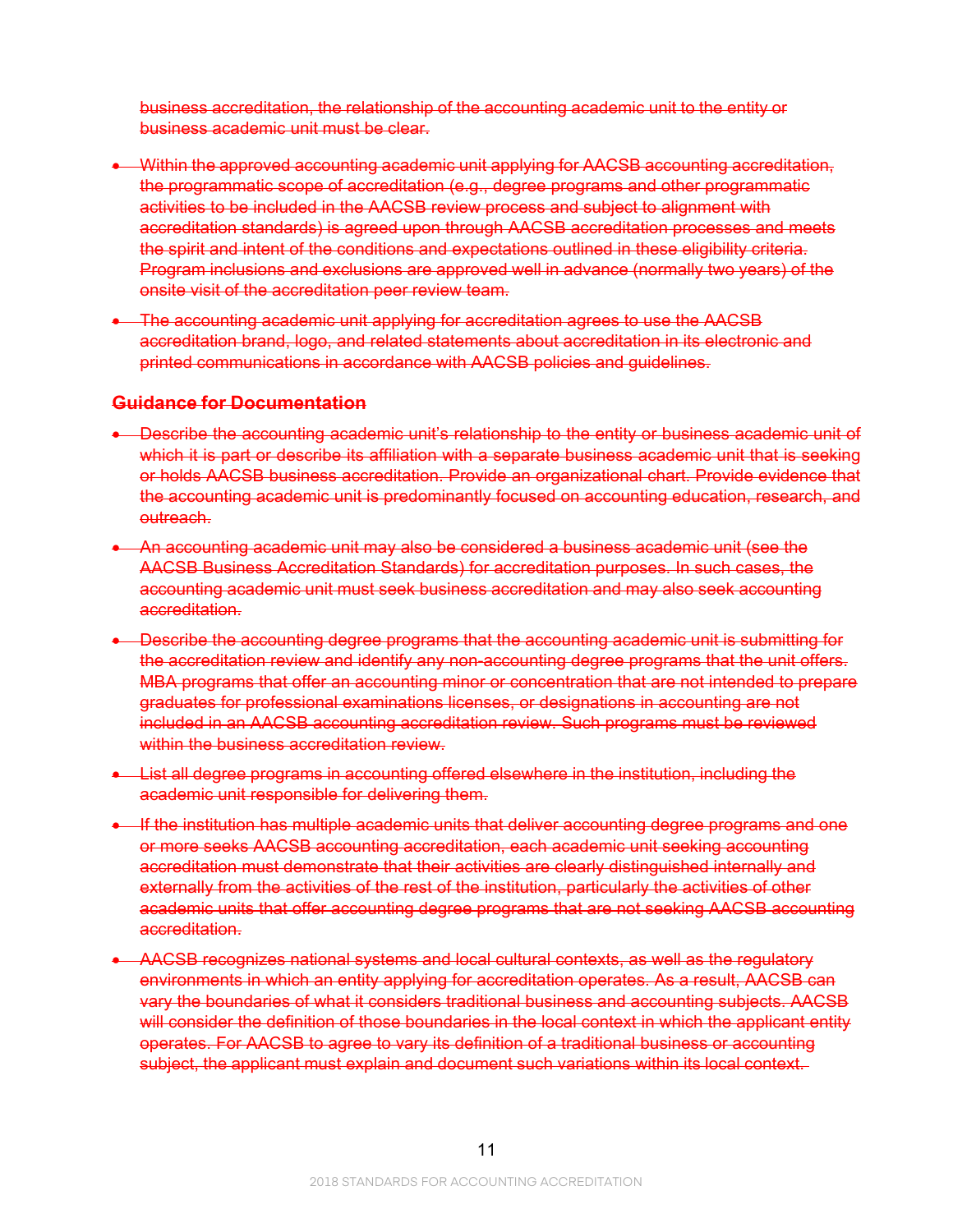business accreditation, the relationship of the accounting academic unit to the entity or business academic unit must be clear.

- Within the approved accounting academic unit applying for AACSB accounting accreditation, the programmatic scope of accreditation (e.g., degree programs and other programmatic activities to be included in the AACSB review process and subject to alignment with accreditation standards) is agreed upon through AACSB accreditation processes and meets the spirit and intent of the conditions and expectations outlined in these eligibility criteria. Program inclusions and exclusions are approved well in advance (normally two years) of the onsite visit of the accreditation peer review team.
- The accounting academic unit applying for accreditation agrees to use the AACSB accreditation brand, logo, and related statements about accreditation in its electronic and printed communications in accordance with AACSB policies and guidelines.

### Guidance for Documentation

- Describe the accounting academic unit's relationship to the entity or business academic unit of which it is part or describe its affiliation with a separate business academic unit that is seeking or holds AACSB business accreditation. Provide an organizational chart. Provide evidence that the accounting academic unit is predominantly focused on accounting education, research, and outreach.
- An accounting academic unit may also be considered a business academic unit (see the AACSB Business Accreditation Standards) for accreditation purposes. In such cases, the accounting academic unit must seek business accreditation and may also seek accounting accreditation.
- Describe the accounting degree programs that the accounting academic unit is submitting for the accreditation review and identify any non-accounting degree programs that the unit offers. MBA programs that offer an accounting minor or concentration that are not intended to prepare graduates for professional examinations licenses, or designations in accounting are not included in an AACSB accounting accreditation review. Such programs must be reviewed within the business accreditation review.
- List all degree programs in accounting offered elsewhere in the institution, including the academic unit responsible for delivering them.
- If the institution has multiple academic units that deliver accounting degree programs and one or more seeks AACSB accounting accreditation, each academic unit seeking accounting accreditation must demonstrate that their activities are clearly distinguished internally and externally from the activities of the rest of the institution, particularly the activities of other academic units that offer accounting degree programs that are not seeking AACSB accounting accreditation.
- AACSB recognizes national systems and local cultural contexts, as well as the regulatory environments in which an entity applying for accreditation operates. As a result, AACSB can vary the boundaries of what it considers traditional business and accounting subjects. AACSB will consider the definition of those boundaries in the local context in which the applicant entity operates. For AACSB to agree to vary its definition of a traditional business or accounting subject, the applicant must explain and document such variations within its local context.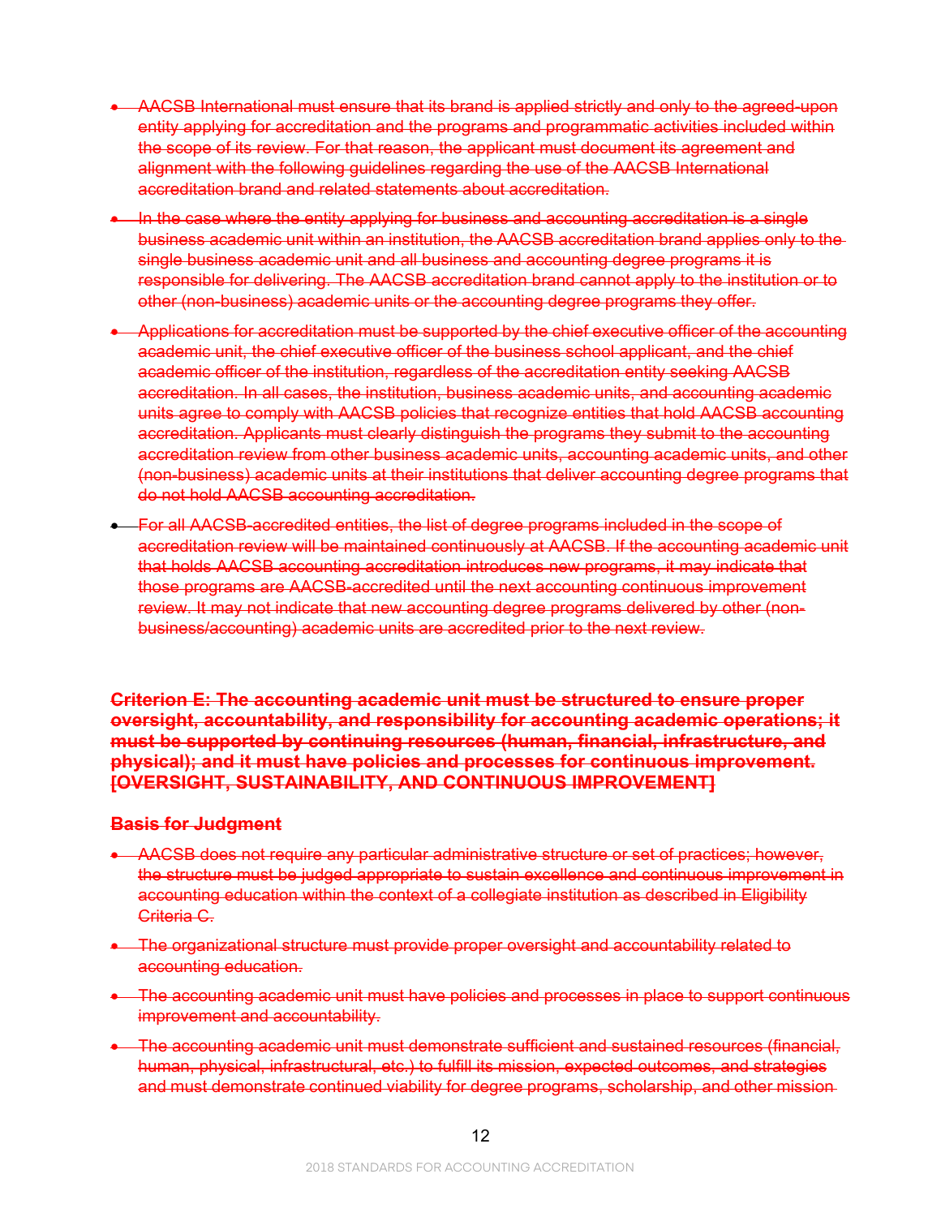- ~~AACSB International must ensure that its brand is applied strictly and only to the agreed-upon entity applying for accreditation and the programs and programmatic activities included within the scope of its review. For that reason, the applicant must document its agreement and alignment with the following guidelines regarding the use of the AACSB International accreditation brand and related statements about accreditation.~~

- ~~In the case where the entity applying for business and accounting accreditation is a single business academic unit within an institution, the AACSB accreditation brand applies only to the single business academic unit and all business and accounting degree programs it is responsible for delivering. The AACSB accreditation brand cannot apply to the institution or to other (non-business) academic units or the accounting degree programs they offer.~~

- ~~Applications for accreditation must be supported by the chief executive officer of the accounting academic unit, the chief executive officer of the business school applicant, and the chief academic officer of the institution, regardless of the accreditation entity seeking AACSB accreditation. In all cases, the institution, business academic units, and accounting academic units agree to comply with AACSB policies that recognize entities that hold AACSB accounting accreditation. Applicants must clearly distinguish the programs they submit to the accounting accreditation review from other business academic units, accounting academic units, and other (non-business) academic units at their institutions that deliver accounting degree programs that do not hold AACSB accounting accreditation.~~

- ~~For all AACSB-accredited entities, the list of degree programs included in the scope of accreditation review will be maintained continuously at AACSB. If the accounting academic unit that holds AACSB accounting accreditation introduces new programs, it may indicate that those programs are AACSB-accredited until the next accounting continuous improvement review. It may not indicate that new accounting degree programs delivered by other (non-business/accounting) academic units are accredited prior to the next review.~~

**~~Criterion E: The accounting academic unit must be structured to ensure proper oversight, accountability, and responsibility for accounting academic operations; it must be supported by continuing resources (human, financial, infrastructure, and physical); and it must have policies and processes for continuous improvement. [OVERSIGHT, SUSTAINABILITY, AND CONTINUOUS IMPROVEMENT]~~**

**~~Basis for Judgment~~**

- ~~AACSB does not require any particular administrative structure or set of practices; however, the structure must be judged appropriate to sustain excellence and continuous improvement in accounting education within the context of a collegiate institution as described in Eligibility Criteria C.~~

- ~~The organizational structure must provide proper oversight and accountability related to accounting education.~~

- ~~The accounting academic unit must have policies and processes in place to support continuous improvement and accountability.~~

- ~~The accounting academic unit must demonstrate sufficient and sustained resources (financial, human, physical, infrastructural, etc.) to fulfill its mission, expected outcomes, and strategies and must demonstrate continued viability for degree programs, scholarship, and other mission~~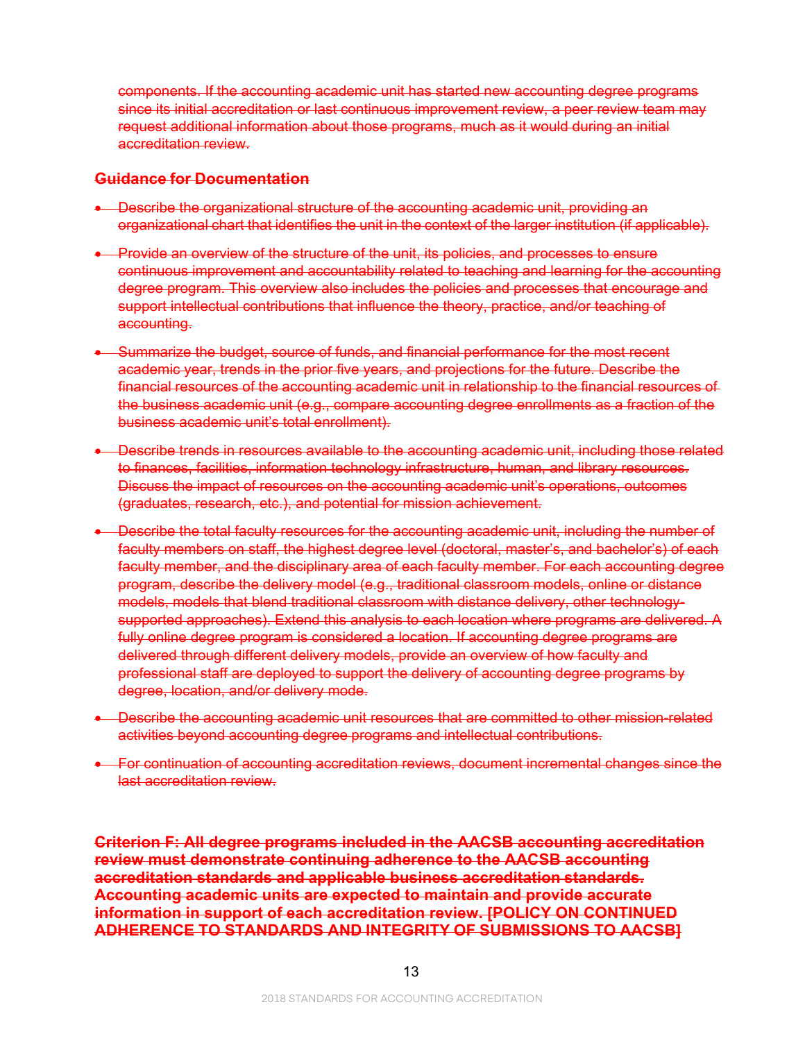components. If the accounting academic unit has started new accounting degree programs since its initial accreditation or last continuous improvement review, a peer review team may request additional information about those programs, much as it would during an initial accreditation review.

### Guidance for Documentation

- Describe the organizational structure of the accounting academic unit, providing an organizational chart that identifies the unit in the context of the larger institution (if applicable).
- Provide an overview of the structure of the unit, its policies, and processes to ensure continuous improvement and accountability related to teaching and learning for the accounting degree program. This overview also includes the policies and processes that encourage and support intellectual contributions that influence the theory, practice, and/or teaching of accounting.
- Summarize the budget, source of funds, and financial performance for the most recent academic year, trends in the prior five years, and projections for the future. Describe the financial resources of the accounting academic unit in relationship to the financial resources of the business academic unit (e.g., compare accounting degree enrollments as a fraction of the business academic unit's total enrollment).
- Describe trends in resources available to the accounting academic unit, including those related to finances, facilities, information technology infrastructure, human, and library resources. Discuss the impact of resources on the accounting academic unit's operations, outcomes (graduates, research, etc.), and potential for mission achievement.
- Describe the total faculty resources for the accounting academic unit, including the number of faculty members on staff, the highest degree level (doctoral, master's, and bachelor's) of each faculty member, and the disciplinary area of each faculty member. For each accounting degree program, describe the delivery model (e.g., traditional classroom models, online or distance models, models that blend traditional classroom with distance delivery, other technology-supported approaches). Extend this analysis to each location where programs are delivered. A fully online degree program is considered a location. If accounting degree programs are delivered through different delivery models, provide an overview of how faculty and professional staff are deployed to support the delivery of accounting degree programs by degree, location, and/or delivery mode.
- Describe the accounting academic unit resources that are committed to other mission-related activities beyond accounting degree programs and intellectual contributions.
- For continuation of accounting accreditation reviews, document incremental changes since the last accreditation review.

**Criterion F: All degree programs included in the AACSB accounting accreditation review must demonstrate continuing adherence to the AACSB accounting accreditation standards and applicable business accreditation standards. Accounting academic units are expected to maintain and provide accurate information in support of each accreditation review. [POLICY ON CONTINUED ADHERENCE TO STANDARDS AND INTEGRITY OF SUBMISSIONS TO AACSB]**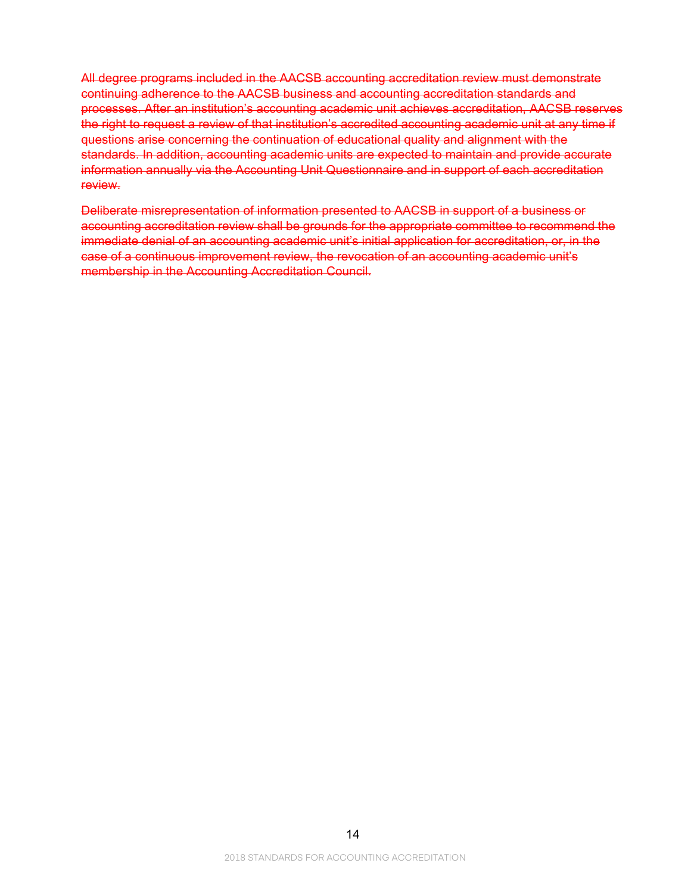~~All degree programs included in the AACSB accounting accreditation review must demonstrate continuing adherence to the AACSB business and accounting accreditation standards and processes. After an institution's accounting academic unit achieves accreditation, AACSB reserves the right to request a review of that institution's accredited accounting academic unit at any time if questions arise concerning the continuation of educational quality and alignment with the standards. In addition, accounting academic units are expected to maintain and provide accurate information annually via the Accounting Unit Questionnaire and in support of each accreditation review.~~

~~Deliberate misrepresentation of information presented to AACSB in support of a business or accounting accreditation review shall be grounds for the appropriate committee to recommend the immediate denial of an accounting academic unit's initial application for accreditation, or, in the case of a continuous improvement review, the revocation of an accounting academic unit's membership in the Accounting Accreditation Council.~~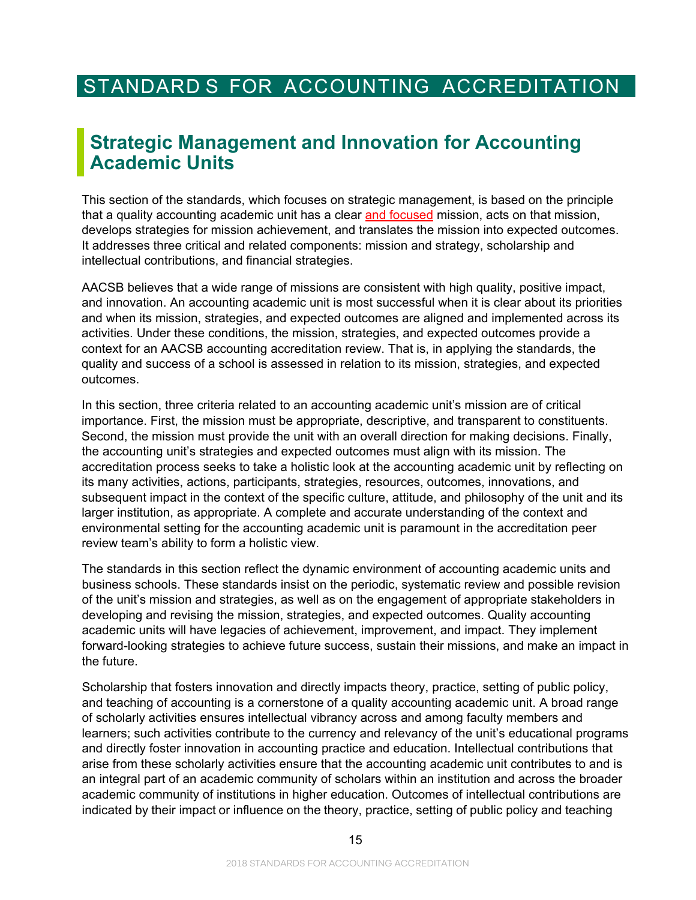# STANDARDS FOR ACCOUNTING ACCREDITATION

## Strategic Management and Innovation for Accounting Academic Units

This section of the standards, which focuses on strategic management, is based on the principle that a quality accounting academic unit has a clear and focused mission, acts on that mission, develops strategies for mission achievement, and translates the mission into expected outcomes. It addresses three critical and related components: mission and strategy, scholarship and intellectual contributions, and financial strategies.

AACSB believes that a wide range of missions are consistent with high quality, positive impact, and innovation. An accounting academic unit is most successful when it is clear about its priorities and when its mission, strategies, and expected outcomes are aligned and implemented across its activities. Under these conditions, the mission, strategies, and expected outcomes provide a context for an AACSB accounting accreditation review. That is, in applying the standards, the quality and success of a school is assessed in relation to its mission, strategies, and expected outcomes.

In this section, three criteria related to an accounting academic unit's mission are of critical importance. First, the mission must be appropriate, descriptive, and transparent to constituents. Second, the mission must provide the unit with an overall direction for making decisions. Finally, the accounting unit's strategies and expected outcomes must align with its mission. The accreditation process seeks to take a holistic look at the accounting academic unit by reflecting on its many activities, actions, participants, strategies, resources, outcomes, innovations, and subsequent impact in the context of the specific culture, attitude, and philosophy of the unit and its larger institution, as appropriate. A complete and accurate understanding of the context and environmental setting for the accounting academic unit is paramount in the accreditation peer review team's ability to form a holistic view.

The standards in this section reflect the dynamic environment of accounting academic units and business schools. These standards insist on the periodic, systematic review and possible revision of the unit's mission and strategies, as well as on the engagement of appropriate stakeholders in developing and revising the mission, strategies, and expected outcomes. Quality accounting academic units will have legacies of achievement, improvement, and impact. They implement forward-looking strategies to achieve future success, sustain their missions, and make an impact in the future.

Scholarship that fosters innovation and directly impacts theory, practice, setting of public policy, and teaching of accounting is a cornerstone of a quality accounting academic unit. A broad range of scholarly activities ensures intellectual vibrancy across and among faculty members and learners; such activities contribute to the currency and relevancy of the unit's educational programs and directly foster innovation in accounting practice and education. Intellectual contributions that arise from these scholarly activities ensure that the accounting academic unit contributes to and is an integral part of an academic community of scholars within an institution and across the broader academic community of institutions in higher education. Outcomes of intellectual contributions are indicated by their impact or influence on the theory, practice, setting of public policy and teaching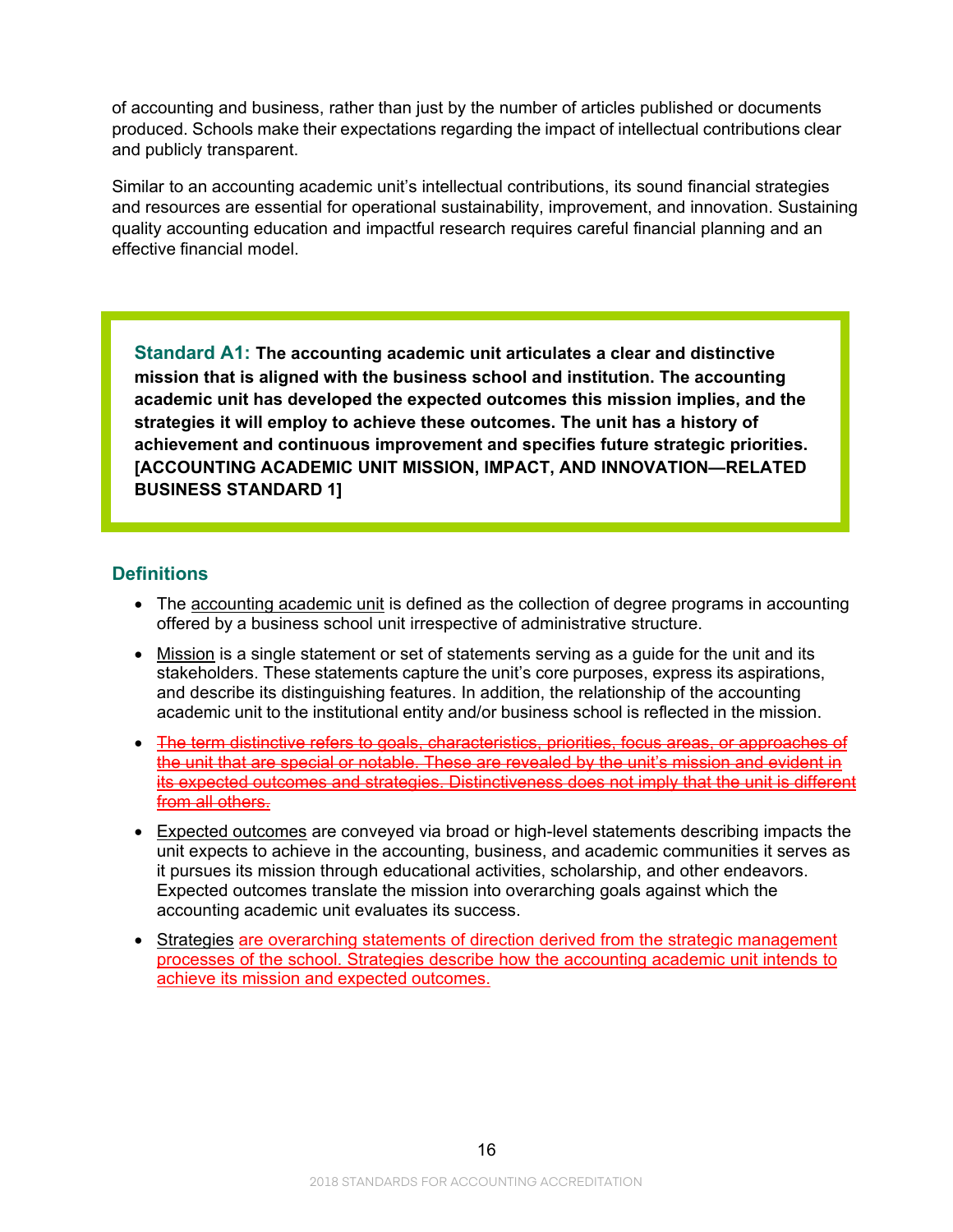of accounting and business, rather than just by the number of articles published or documents produced. Schools make their expectations regarding the impact of intellectual contributions clear and publicly transparent.

Similar to an accounting academic unit's intellectual contributions, its sound financial strategies and resources are essential for operational sustainability, improvement, and innovation. Sustaining quality accounting education and impactful research requires careful financial planning and an effective financial model.

> **Standard A1: The accounting academic unit articulates a clear and distinctive mission that is aligned with the business school and institution. The accounting academic unit has developed the expected outcomes this mission implies, and the strategies it will employ to achieve these outcomes. The unit has a history of achievement and continuous improvement and specifies future strategic priorities. [ACCOUNTING ACADEMIC UNIT MISSION, IMPACT, AND INNOVATION—RELATED BUSINESS STANDARD 1]**

### Definitions

- The <u>accounting academic unit</u> is defined as the collection of degree programs in accounting offered by a business school unit irrespective of administrative structure.
- <u>Mission</u> is a single statement or set of statements serving as a guide for the unit and its stakeholders. These statements capture the unit's core purposes, express its aspirations, and describe its distinguishing features. In addition, the relationship of the accounting academic unit to the institutional entity and/or business school is reflected in the mission.
- ~~The term distinctive refers to goals, characteristics, priorities, focus areas, or approaches of the unit that are special or notable. These are revealed by the unit's mission and evident in its expected outcomes and strategies. Distinctiveness does not imply that the unit is different from all others.~~
- <u>Expected outcomes</u> are conveyed via broad or high-level statements describing impacts the unit expects to achieve in the accounting, business, and academic communities it serves as it pursues its mission through educational activities, scholarship, and other endeavors. Expected outcomes translate the mission into overarching goals against which the accounting academic unit evaluates its success.
- <u>Strategies</u> <u>are overarching statements of direction derived from the strategic management processes of the school. Strategies describe how the accounting academic unit intends to achieve its mission and expected outcomes.</u>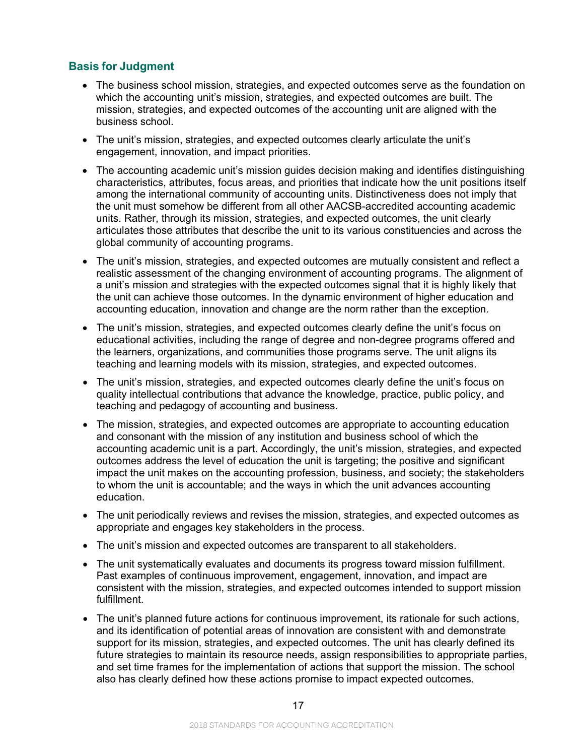### Basis for Judgment

- The business school mission, strategies, and expected outcomes serve as the foundation on which the accounting unit's mission, strategies, and expected outcomes are built. The mission, strategies, and expected outcomes of the accounting unit are aligned with the business school.
- The unit's mission, strategies, and expected outcomes clearly articulate the unit's engagement, innovation, and impact priorities.
- The accounting academic unit's mission guides decision making and identifies distinguishing characteristics, attributes, focus areas, and priorities that indicate how the unit positions itself among the international community of accounting units. Distinctiveness does not imply that the unit must somehow be different from all other AACSB-accredited accounting academic units. Rather, through its mission, strategies, and expected outcomes, the unit clearly articulates those attributes that describe the unit to its various constituencies and across the global community of accounting programs.
- The unit's mission, strategies, and expected outcomes are mutually consistent and reflect a realistic assessment of the changing environment of accounting programs. The alignment of a unit's mission and strategies with the expected outcomes signal that it is highly likely that the unit can achieve those outcomes. In the dynamic environment of higher education and accounting education, innovation and change are the norm rather than the exception.
- The unit's mission, strategies, and expected outcomes clearly define the unit's focus on educational activities, including the range of degree and non-degree programs offered and the learners, organizations, and communities those programs serve. The unit aligns its teaching and learning models with its mission, strategies, and expected outcomes.
- The unit's mission, strategies, and expected outcomes clearly define the unit's focus on quality intellectual contributions that advance the knowledge, practice, public policy, and teaching and pedagogy of accounting and business.
- The mission, strategies, and expected outcomes are appropriate to accounting education and consonant with the mission of any institution and business school of which the accounting academic unit is a part. Accordingly, the unit's mission, strategies, and expected outcomes address the level of education the unit is targeting; the positive and significant impact the unit makes on the accounting profession, business, and society; the stakeholders to whom the unit is accountable; and the ways in which the unit advances accounting education.
- The unit periodically reviews and revises the mission, strategies, and expected outcomes as appropriate and engages key stakeholders in the process.
- The unit's mission and expected outcomes are transparent to all stakeholders.
- The unit systematically evaluates and documents its progress toward mission fulfillment. Past examples of continuous improvement, engagement, innovation, and impact are consistent with the mission, strategies, and expected outcomes intended to support mission fulfillment.
- The unit's planned future actions for continuous improvement, its rationale for such actions, and its identification of potential areas of innovation are consistent with and demonstrate support for its mission, strategies, and expected outcomes. The unit has clearly defined its future strategies to maintain its resource needs, assign responsibilities to appropriate parties, and set time frames for the implementation of actions that support the mission. The school also has clearly defined how these actions promise to impact expected outcomes.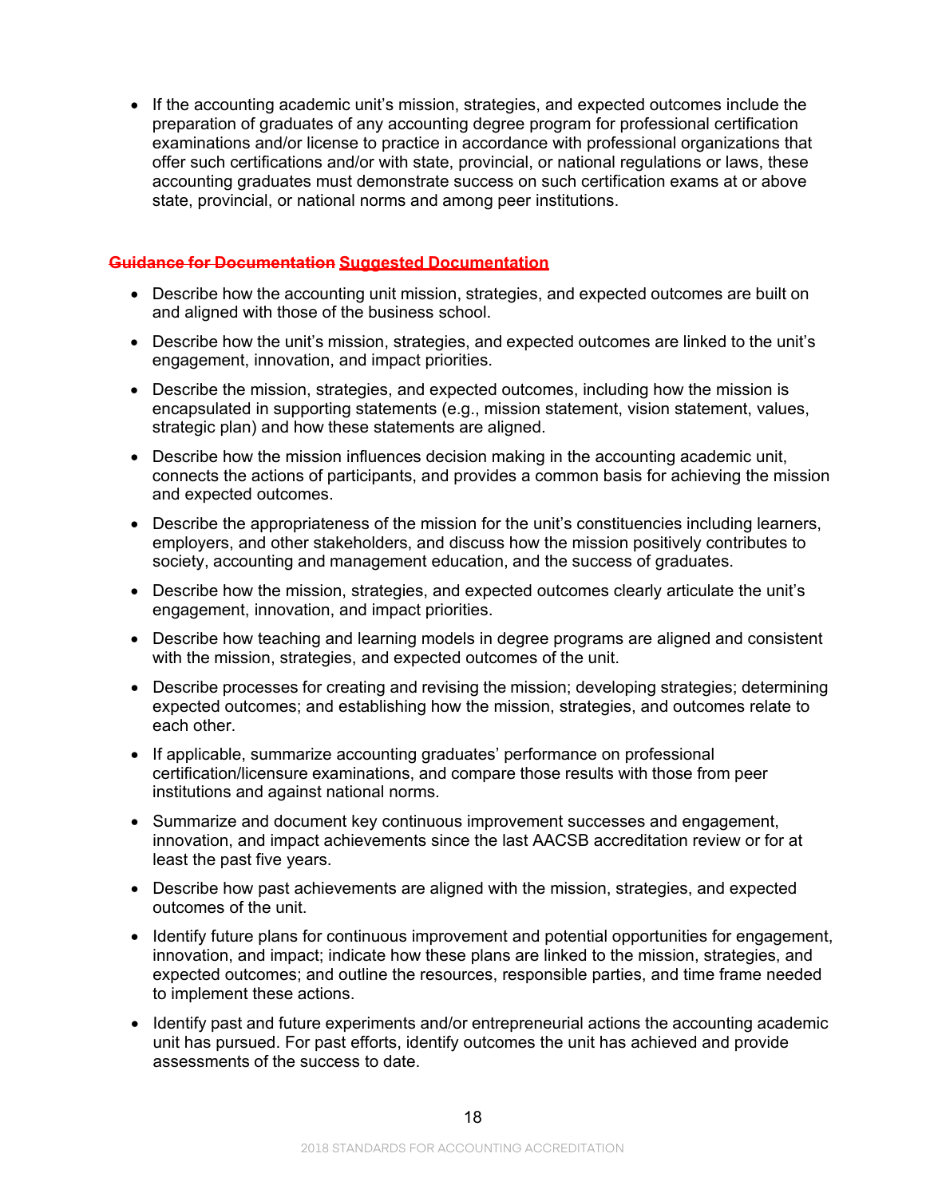- If the accounting academic unit's mission, strategies, and expected outcomes include the preparation of graduates of any accounting degree program for professional certification examinations and/or license to practice in accordance with professional organizations that offer such certifications and/or with state, provincial, or national regulations or laws, these accounting graduates must demonstrate success on such certification exams at or above state, provincial, or national norms and among peer institutions.

**~~Guidance for Documentation~~ Suggested Documentation**

- Describe how the accounting unit mission, strategies, and expected outcomes are built on and aligned with those of the business school.
- Describe how the unit's mission, strategies, and expected outcomes are linked to the unit's engagement, innovation, and impact priorities.
- Describe the mission, strategies, and expected outcomes, including how the mission is encapsulated in supporting statements (e.g., mission statement, vision statement, values, strategic plan) and how these statements are aligned.
- Describe how the mission influences decision making in the accounting academic unit, connects the actions of participants, and provides a common basis for achieving the mission and expected outcomes.
- Describe the appropriateness of the mission for the unit's constituencies including learners, employers, and other stakeholders, and discuss how the mission positively contributes to society, accounting and management education, and the success of graduates.
- Describe how the mission, strategies, and expected outcomes clearly articulate the unit's engagement, innovation, and impact priorities.
- Describe how teaching and learning models in degree programs are aligned and consistent with the mission, strategies, and expected outcomes of the unit.
- Describe processes for creating and revising the mission; developing strategies; determining expected outcomes; and establishing how the mission, strategies, and outcomes relate to each other.
- If applicable, summarize accounting graduates' performance on professional certification/licensure examinations, and compare those results with those from peer institutions and against national norms.
- Summarize and document key continuous improvement successes and engagement, innovation, and impact achievements since the last AACSB accreditation review or for at least the past five years.
- Describe how past achievements are aligned with the mission, strategies, and expected outcomes of the unit.
- Identify future plans for continuous improvement and potential opportunities for engagement, innovation, and impact; indicate how these plans are linked to the mission, strategies, and expected outcomes; and outline the resources, responsible parties, and time frame needed to implement these actions.
- Identify past and future experiments and/or entrepreneurial actions the accounting academic unit has pursued. For past efforts, identify outcomes the unit has achieved and provide assessments of the success to date.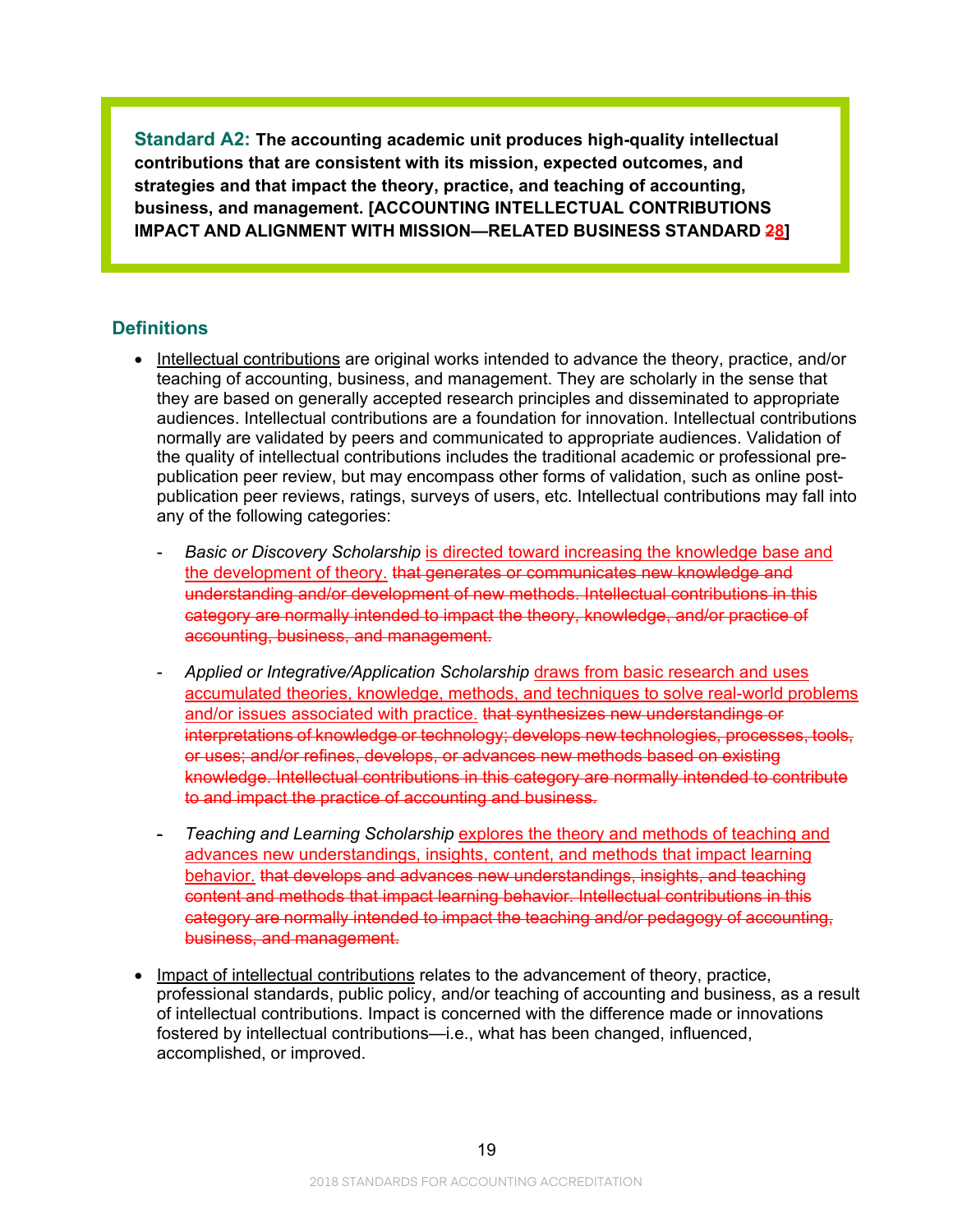**Standard A2:** **The accounting academic unit produces high-quality intellectual contributions that are consistent with its mission, expected outcomes, and strategies and that impact the theory, practice, and teaching of accounting, business, and management. [ACCOUNTING INTELLECTUAL CONTRIBUTIONS IMPACT AND ALIGNMENT WITH MISSION—RELATED BUSINESS STANDARD ~~2~~8]**

## Definitions

- Intellectual contributions are original works intended to advance the theory, practice, and/or teaching of accounting, business, and management. They are scholarly in the sense that they are based on generally accepted research principles and disseminated to appropriate audiences. Intellectual contributions are a foundation for innovation. Intellectual contributions normally are validated by peers and communicated to appropriate audiences. Validation of the quality of intellectual contributions includes the traditional academic or professional pre-publication peer review, but may encompass other forms of validation, such as online post-publication peer reviews, ratings, surveys of users, etc. Intellectual contributions may fall into any of the following categories:

  - *Basic or Discovery Scholarship* is directed toward increasing the knowledge base and the development of theory. ~~that generates or communicates new knowledge and understanding and/or development of new methods. Intellectual contributions in this category are normally intended to impact the theory, knowledge, and/or practice of accounting, business, and management.~~

  - *Applied or Integrative/Application Scholarship* draws from basic research and uses accumulated theories, knowledge, methods, and techniques to solve real-world problems and/or issues associated with practice. ~~that synthesizes new understandings or interpretations of knowledge or technology; develops new technologies, processes, tools, or uses; and/or refines, develops, or advances new methods based on existing knowledge. Intellectual contributions in this category are normally intended to contribute to and impact the practice of accounting and business.~~

  - *Teaching and Learning Scholarship* explores the theory and methods of teaching and advances new understandings, insights, content, and methods that impact learning behavior. ~~that develops and advances new understandings, insights, and teaching content and methods that impact learning behavior. Intellectual contributions in this category are normally intended to impact the teaching and/or pedagogy of accounting, business, and management.~~

- Impact of intellectual contributions relates to the advancement of theory, practice, professional standards, public policy, and/or teaching of accounting and business, as a result of intellectual contributions. Impact is concerned with the difference made or innovations fostered by intellectual contributions—i.e., what has been changed, influenced, accomplished, or improved.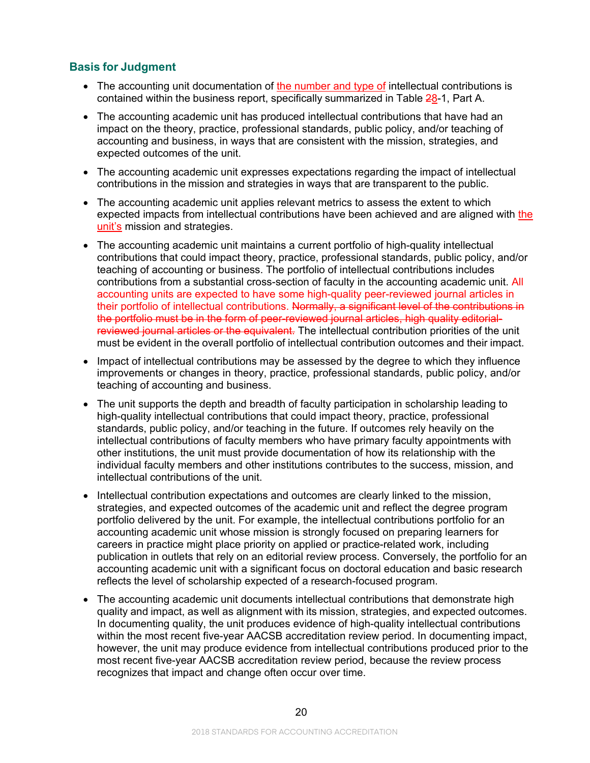## Basis for Judgment

- The accounting unit documentation of the number and type of intellectual contributions is contained within the business report, specifically summarized in Table 28-1, Part A.
- The accounting academic unit has produced intellectual contributions that have had an impact on the theory, practice, professional standards, public policy, and/or teaching of accounting and business, in ways that are consistent with the mission, strategies, and expected outcomes of the unit.
- The accounting academic unit expresses expectations regarding the impact of intellectual contributions in the mission and strategies in ways that are transparent to the public.
- The accounting academic unit applies relevant metrics to assess the extent to which expected impacts from intellectual contributions have been achieved and are aligned with the unit's mission and strategies.
- The accounting academic unit maintains a current portfolio of high-quality intellectual contributions that could impact theory, practice, professional standards, public policy, and/or teaching of accounting or business. The portfolio of intellectual contributions includes contributions from a substantial cross-section of faculty in the accounting academic unit. All accounting units are expected to have some high-quality peer-reviewed journal articles in their portfolio of intellectual contributions. ~~Normally, a significant level of the contributions in the portfolio must be in the form of peer-reviewed journal articles, high quality editorial-reviewed journal articles or the equivalent.~~ The intellectual contribution priorities of the unit must be evident in the overall portfolio of intellectual contribution outcomes and their impact.
- Impact of intellectual contributions may be assessed by the degree to which they influence improvements or changes in theory, practice, professional standards, public policy, and/or teaching of accounting and business.
- The unit supports the depth and breadth of faculty participation in scholarship leading to high-quality intellectual contributions that could impact theory, practice, professional standards, public policy, and/or teaching in the future. If outcomes rely heavily on the intellectual contributions of faculty members who have primary faculty appointments with other institutions, the unit must provide documentation of how its relationship with the individual faculty members and other institutions contributes to the success, mission, and intellectual contributions of the unit.
- Intellectual contribution expectations and outcomes are clearly linked to the mission, strategies, and expected outcomes of the academic unit and reflect the degree program portfolio delivered by the unit. For example, the intellectual contributions portfolio for an accounting academic unit whose mission is strongly focused on preparing learners for careers in practice might place priority on applied or practice-related work, including publication in outlets that rely on an editorial review process. Conversely, the portfolio for an accounting academic unit with a significant focus on doctoral education and basic research reflects the level of scholarship expected of a research-focused program.
- The accounting academic unit documents intellectual contributions that demonstrate high quality and impact, as well as alignment with its mission, strategies, and expected outcomes. In documenting quality, the unit produces evidence of high-quality intellectual contributions within the most recent five-year AACSB accreditation review period. In documenting impact, however, the unit may produce evidence from intellectual contributions produced prior to the most recent five-year AACSB accreditation review period, because the review process recognizes that impact and change often occur over time.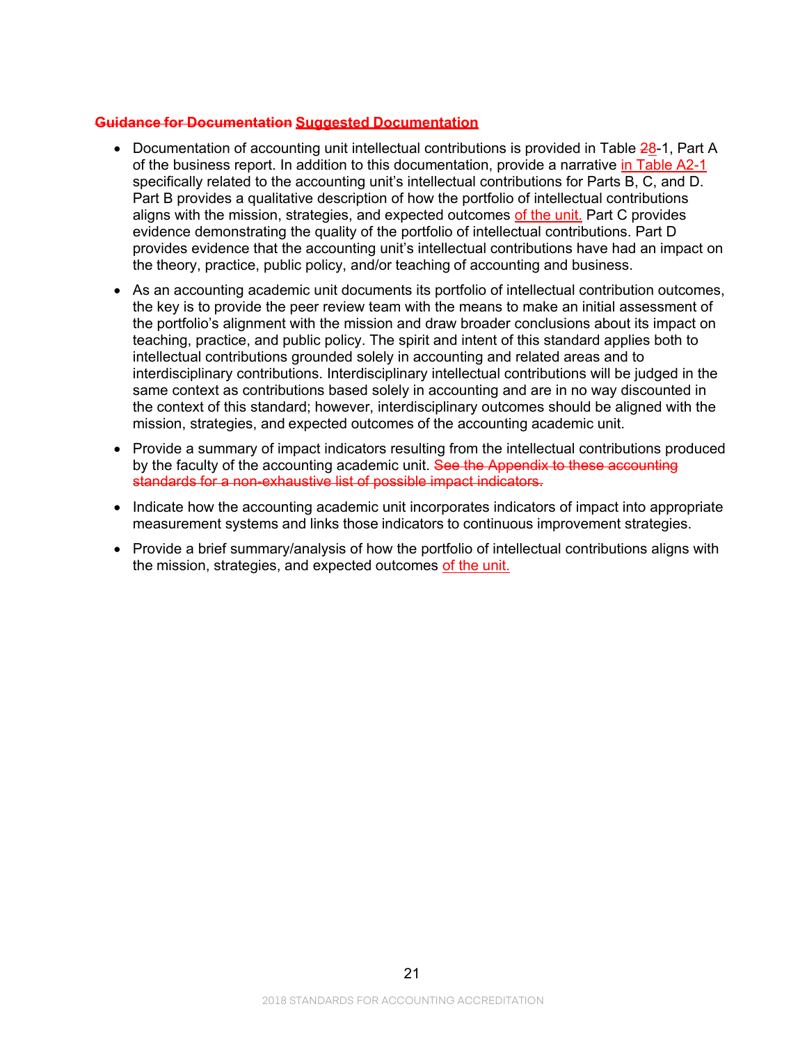**~~Guidance for Documentation~~ Suggested Documentation**

- Documentation of accounting unit intellectual contributions is provided in Table ~~2~~8-1, Part A of the business report. In addition to this documentation, provide a narrative in Table A2-1 specifically related to the accounting unit's intellectual contributions for Parts B, C, and D. Part B provides a qualitative description of how the portfolio of intellectual contributions aligns with the mission, strategies, and expected outcomes of the unit. Part C provides evidence demonstrating the quality of the portfolio of intellectual contributions. Part D provides evidence that the accounting unit's intellectual contributions have had an impact on the theory, practice, public policy, and/or teaching of accounting and business.
- As an accounting academic unit documents its portfolio of intellectual contribution outcomes, the key is to provide the peer review team with the means to make an initial assessment of the portfolio's alignment with the mission and draw broader conclusions about its impact on teaching, practice, and public policy. The spirit and intent of this standard applies both to intellectual contributions grounded solely in accounting and related areas and to interdisciplinary contributions. Interdisciplinary intellectual contributions will be judged in the same context as contributions based solely in accounting and are in no way discounted in the context of this standard; however, interdisciplinary outcomes should be aligned with the mission, strategies, and expected outcomes of the accounting academic unit.
- Provide a summary of impact indicators resulting from the intellectual contributions produced by the faculty of the accounting academic unit. ~~See the Appendix to these accounting standards for a non-exhaustive list of possible impact indicators.~~
- Indicate how the accounting academic unit incorporates indicators of impact into appropriate measurement systems and links those indicators to continuous improvement strategies.
- Provide a brief summary/analysis of how the portfolio of intellectual contributions aligns with the mission, strategies, and expected outcomes of the unit.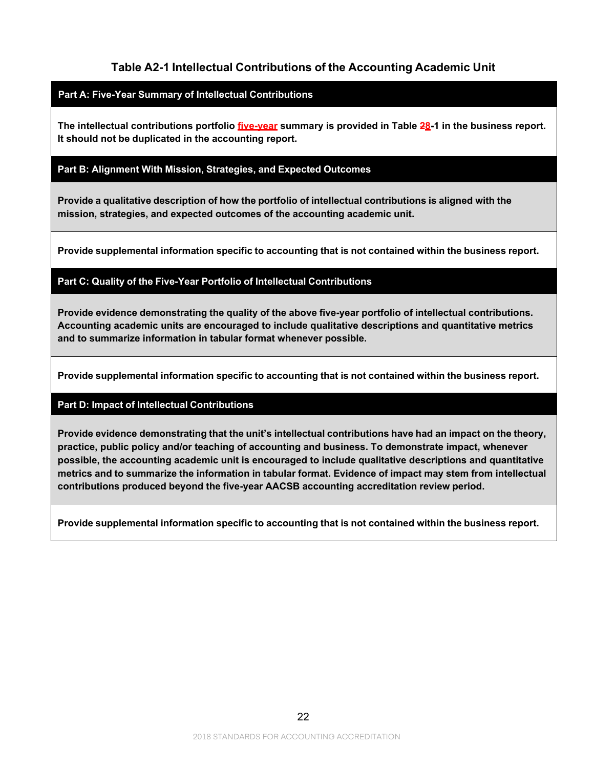## Table A2-1 Intellectual Contributions of the Accounting Academic Unit

| **Part A: Five-Year Summary of Intellectual Contributions** |
| --- |
| **The intellectual contributions portfolio ~~five-year~~ summary is provided in Table ~~2~~8-1 in the business report. It should not be duplicated in the accounting report.** |
| **Part B: Alignment With Mission, Strategies, and Expected Outcomes** |
| **Provide a qualitative description of how the portfolio of intellectual contributions is aligned with the mission, strategies, and expected outcomes of the accounting academic unit.** |
| **Provide supplemental information specific to accounting that is not contained within the business report.** |
| **Part C: Quality of the Five-Year Portfolio of Intellectual Contributions** |
| **Provide evidence demonstrating the quality of the above five-year portfolio of intellectual contributions. Accounting academic units are encouraged to include qualitative descriptions and quantitative metrics and to summarize information in tabular format whenever possible.** |
| **Provide supplemental information specific to accounting that is not contained within the business report.** |
| **Part D: Impact of Intellectual Contributions** |
| **Provide evidence demonstrating that the unit's intellectual contributions have had an impact on the theory, practice, public policy and/or teaching of accounting and business. To demonstrate impact, whenever possible, the accounting academic unit is encouraged to include qualitative descriptions and quantitative metrics and to summarize the information in tabular format. Evidence of impact may stem from intellectual contributions produced beyond the five-year AACSB accounting accreditation review period.** |
| **Provide supplemental information specific to accounting that is not contained within the business report.** |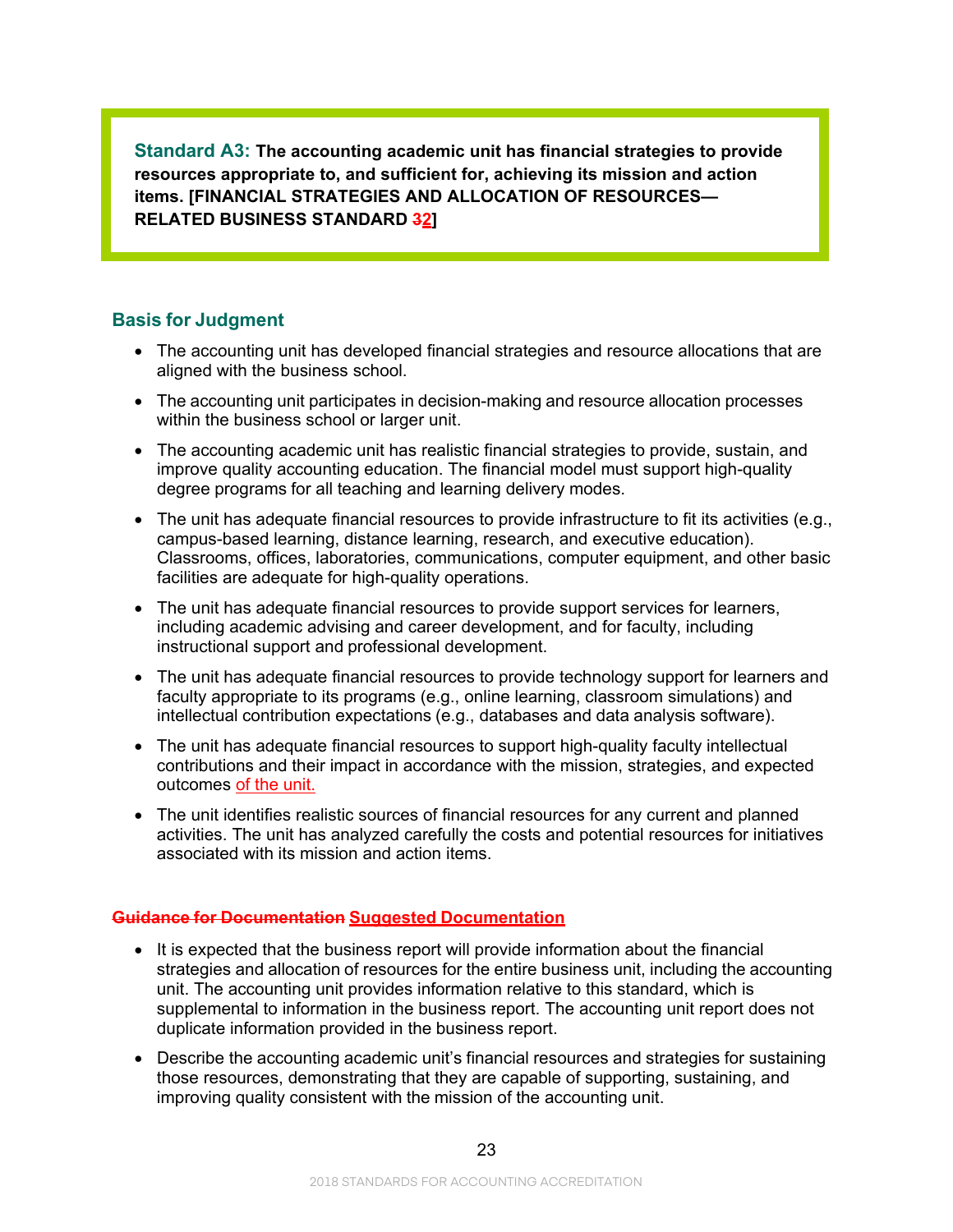**Standard A3: The accounting academic unit has financial strategies to provide resources appropriate to, and sufficient for, achieving its mission and action items. [FINANCIAL STRATEGIES AND ALLOCATION OF RESOURCES—RELATED BUSINESS STANDARD ~~3~~2]**

## Basis for Judgment

- The accounting unit has developed financial strategies and resource allocations that are aligned with the business school.
- The accounting unit participates in decision-making and resource allocation processes within the business school or larger unit.
- The accounting academic unit has realistic financial strategies to provide, sustain, and improve quality accounting education. The financial model must support high-quality degree programs for all teaching and learning delivery modes.
- The unit has adequate financial resources to provide infrastructure to fit its activities (e.g., campus-based learning, distance learning, research, and executive education). Classrooms, offices, laboratories, communications, computer equipment, and other basic facilities are adequate for high-quality operations.
- The unit has adequate financial resources to provide support services for learners, including academic advising and career development, and for faculty, including instructional support and professional development.
- The unit has adequate financial resources to provide technology support for learners and faculty appropriate to its programs (e.g., online learning, classroom simulations) and intellectual contribution expectations (e.g., databases and data analysis software).
- The unit has adequate financial resources to support high-quality faculty intellectual contributions and their impact in accordance with the mission, strategies, and expected outcomes of the unit.
- The unit identifies realistic sources of financial resources for any current and planned activities. The unit has analyzed carefully the costs and potential resources for initiatives associated with its mission and action items.

## ~~Guidance for Documentation~~ Suggested Documentation

- It is expected that the business report will provide information about the financial strategies and allocation of resources for the entire business unit, including the accounting unit. The accounting unit provides information relative to this standard, which is supplemental to information in the business report. The accounting unit report does not duplicate information provided in the business report.
- Describe the accounting academic unit's financial resources and strategies for sustaining those resources, demonstrating that they are capable of supporting, sustaining, and improving quality consistent with the mission of the accounting unit.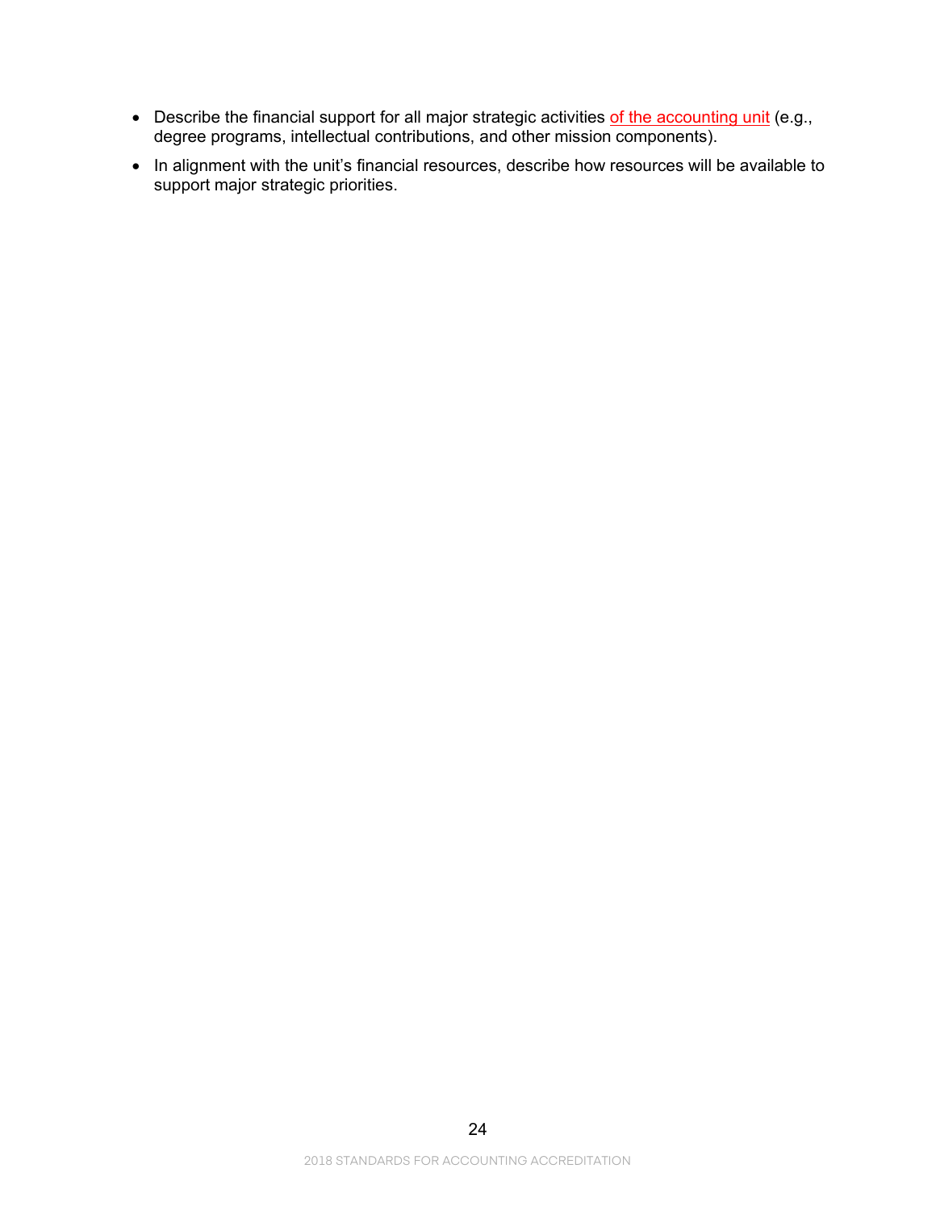- Describe the financial support for all major strategic activities of the accounting unit (e.g., degree programs, intellectual contributions, and other mission components).
- In alignment with the unit's financial resources, describe how resources will be available to support major strategic priorities.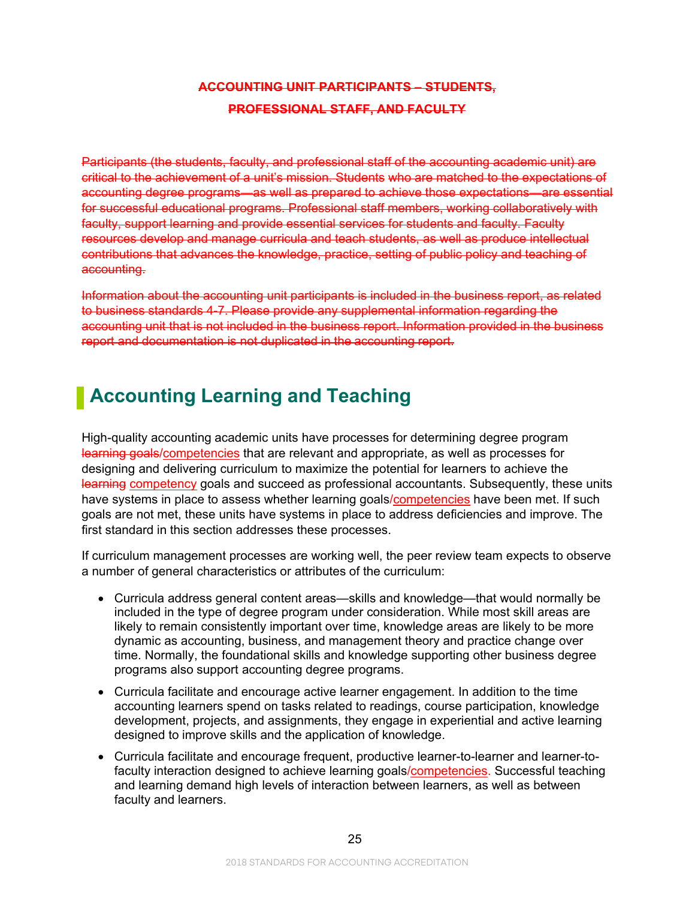~~**ACCOUNTING UNIT PARTICIPANTS – STUDENTS, PROFESSIONAL STAFF, AND FACULTY**~~

~~Participants (the students, faculty, and professional staff of the accounting academic unit) are critical to the achievement of a unit's mission. Students who are matched to the expectations of accounting degree programs—as well as prepared to achieve those expectations—are essential for successful educational programs. Professional staff members, working collaboratively with faculty, support learning and provide essential services for students and faculty. Faculty resources develop and manage curricula and teach students, as well as produce intellectual contributions that advances the knowledge, practice, setting of public policy and teaching of accounting.~~

~~Information about the accounting unit participants is included in the business report, as related to business standards 4-7. Please provide any supplemental information regarding the accounting unit that is not included in the business report. Information provided in the business report and documentation is not duplicated in the accounting report.~~

# Accounting Learning and Teaching

High-quality accounting academic units have processes for determining degree program ~~learning goals~~/competencies that are relevant and appropriate, as well as processes for designing and delivering curriculum to maximize the potential for learners to achieve the ~~learning~~ competency goals and succeed as professional accountants. Subsequently, these units have systems in place to assess whether learning goals/competencies have been met. If such goals are not met, these units have systems in place to address deficiencies and improve. The first standard in this section addresses these processes.

If curriculum management processes are working well, the peer review team expects to observe a number of general characteristics or attributes of the curriculum:

- Curricula address general content areas—skills and knowledge—that would normally be included in the type of degree program under consideration. While most skill areas are likely to remain consistently important over time, knowledge areas are likely to be more dynamic as accounting, business, and management theory and practice change over time. Normally, the foundational skills and knowledge supporting other business degree programs also support accounting degree programs.
- Curricula facilitate and encourage active learner engagement. In addition to the time accounting learners spend on tasks related to readings, course participation, knowledge development, projects, and assignments, they engage in experiential and active learning designed to improve skills and the application of knowledge.
- Curricula facilitate and encourage frequent, productive learner-to-learner and learner-to-faculty interaction designed to achieve learning goals/competencies. Successful teaching and learning demand high levels of interaction between learners, as well as between faculty and learners.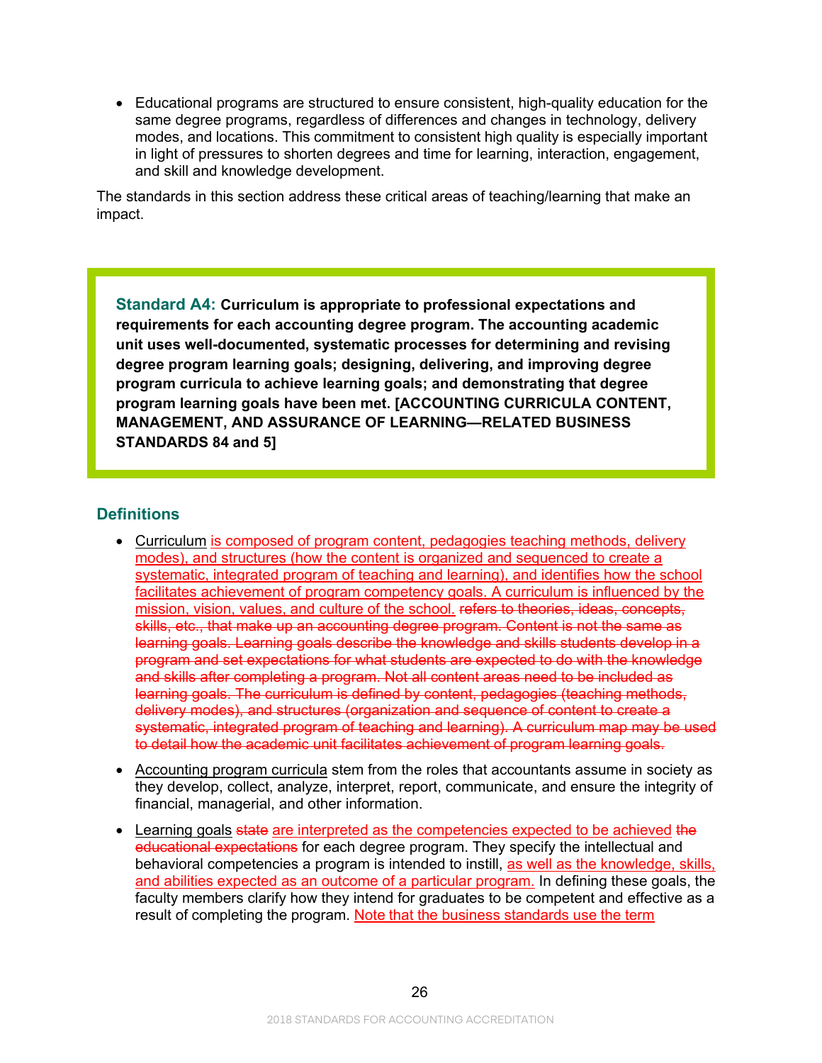- Educational programs are structured to ensure consistent, high-quality education for the same degree programs, regardless of differences and changes in technology, delivery modes, and locations. This commitment to consistent high quality is especially important in light of pressures to shorten degrees and time for learning, interaction, engagement, and skill and knowledge development.

The standards in this section address these critical areas of teaching/learning that make an impact.

> **Standard A4: Curriculum is appropriate to professional expectations and requirements for each accounting degree program. The accounting academic unit uses well-documented, systematic processes for determining and revising degree program learning goals; designing, delivering, and improving degree program curricula to achieve learning goals; and demonstrating that degree program learning goals have been met. [ACCOUNTING CURRICULA CONTENT, MANAGEMENT, AND ASSURANCE OF LEARNING—RELATED BUSINESS STANDARDS 84 and 5]**

## Definitions

- Curriculum is composed of program content, pedagogies teaching methods, delivery modes), and structures (how the content is organized and sequenced to create a systematic, integrated program of teaching and learning), and identifies how the school facilitates achievement of program competency goals. A curriculum is influenced by the mission, vision, values, and culture of the school. ~~refers to theories, ideas, concepts, skills, etc., that make up an accounting degree program. Content is not the same as learning goals. Learning goals describe the knowledge and skills students develop in a program and set expectations for what students are expected to do with the knowledge and skills after completing a program. Not all content areas need to be included as learning goals. The curriculum is defined by content, pedagogies (teaching methods, delivery modes), and structures (organization and sequence of content to create a systematic, integrated program of teaching and learning). A curriculum map may be used to detail how the academic unit facilitates achievement of program learning goals.~~
- Accounting program curricula stem from the roles that accountants assume in society as they develop, collect, analyze, interpret, report, communicate, and ensure the integrity of financial, managerial, and other information.
- Learning goals ~~state~~ are interpreted as the competencies expected to be achieved ~~the educational expectations~~ for each degree program. They specify the intellectual and behavioral competencies a program is intended to instill, as well as the knowledge, skills, and abilities expected as an outcome of a particular program. In defining these goals, the faculty members clarify how they intend for graduates to be competent and effective as a result of completing the program. Note that the business standards use the term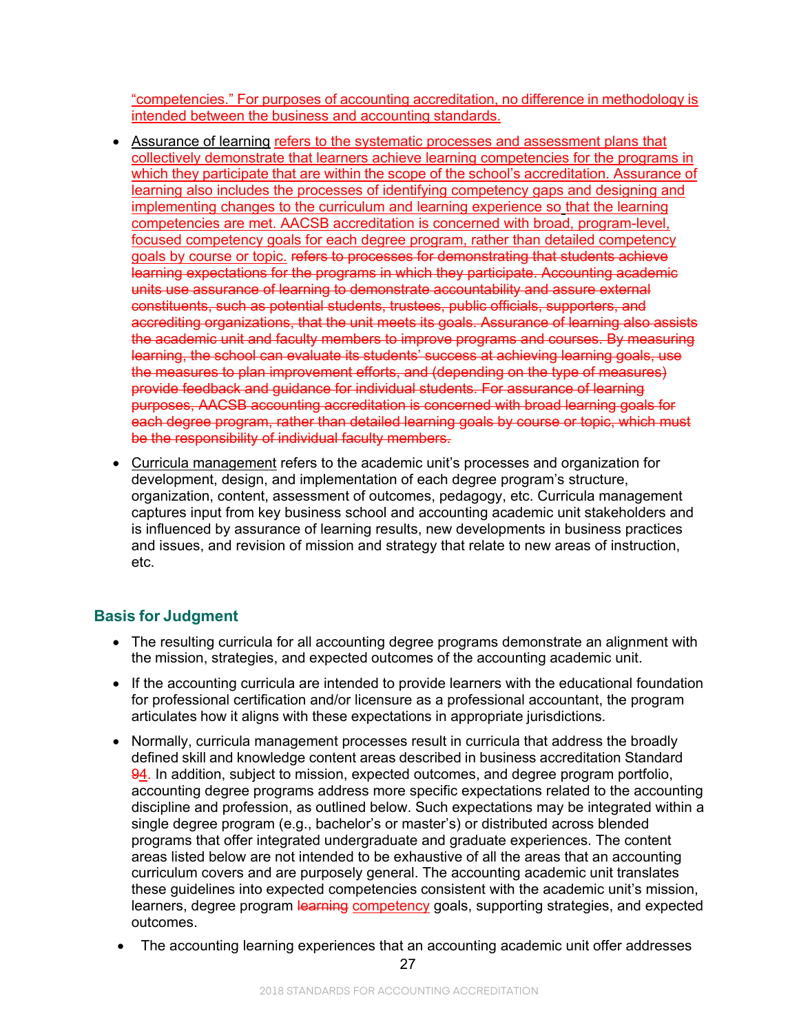"competencies." For purposes of accounting accreditation, no difference in methodology is intended between the business and accounting standards.

- Assurance of learning refers to the systematic processes and assessment plans that collectively demonstrate that learners achieve learning competencies for the programs in which they participate that are within the scope of the school's accreditation. Assurance of learning also includes the processes of identifying competency gaps and designing and implementing changes to the curriculum and learning experience so that the learning competencies are met. AACSB accreditation is concerned with broad, program-level, focused competency goals for each degree program, rather than detailed competency goals by course or topic. ~~refers to processes for demonstrating that students achieve learning expectations for the programs in which they participate. Accounting academic units use assurance of learning to demonstrate accountability and assure external constituents, such as potential students, trustees, public officials, supporters, and accrediting organizations, that the unit meets its goals. Assurance of learning also assists the academic unit and faculty members to improve programs and courses. By measuring learning, the school can evaluate its students' success at achieving learning goals, use the measures to plan improvement efforts, and (depending on the type of measures) provide feedback and guidance for individual students. For assurance of learning purposes, AACSB accounting accreditation is concerned with broad learning goals for each degree program, rather than detailed learning goals by course or topic, which must be the responsibility of individual faculty members.~~

- Curricula management refers to the academic unit's processes and organization for development, design, and implementation of each degree program's structure, organization, content, assessment of outcomes, pedagogy, etc. Curricula management captures input from key business school and accounting academic unit stakeholders and is influenced by assurance of learning results, new developments in business practices and issues, and revision of mission and strategy that relate to new areas of instruction, etc.

## Basis for Judgment

- The resulting curricula for all accounting degree programs demonstrate an alignment with the mission, strategies, and expected outcomes of the accounting academic unit.

- If the accounting curricula are intended to provide learners with the educational foundation for professional certification and/or licensure as a professional accountant, the program articulates how it aligns with these expectations in appropriate jurisdictions.

- Normally, curricula management processes result in curricula that address the broadly defined skill and knowledge content areas described in business accreditation Standard ~~9~~4. In addition, subject to mission, expected outcomes, and degree program portfolio, accounting degree programs address more specific expectations related to the accounting discipline and profession, as outlined below. Such expectations may be integrated within a single degree program (e.g., bachelor's or master's) or distributed across blended programs that offer integrated undergraduate and graduate experiences. The content areas listed below are not intended to be exhaustive of all the areas that an accounting curriculum covers and are purposely general. The accounting academic unit translates these guidelines into expected competencies consistent with the academic unit's mission, learners, degree program ~~learning~~ competency goals, supporting strategies, and expected outcomes.

- The accounting learning experiences that an accounting academic unit offer addresses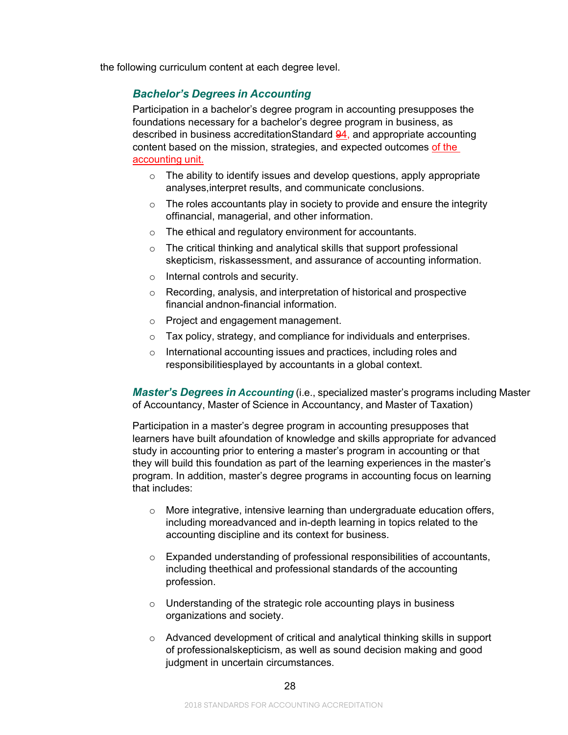the following curriculum content at each degree level.

### *Bachelor's Degrees in Accounting*

Participation in a bachelor's degree program in accounting presupposes the foundations necessary for a bachelor's degree program in business, as described in business accreditationStandard ~~9~~4, and appropriate accounting content based on the mission, strategies, and expected outcomes of the accounting unit.

- The ability to identify issues and develop questions, apply appropriate analyses,interpret results, and communicate conclusions.
- The roles accountants play in society to provide and ensure the integrity offinancial, managerial, and other information.
- The ethical and regulatory environment for accountants.
- The critical thinking and analytical skills that support professional skepticism, riskassessment, and assurance of accounting information.
- Internal controls and security.
- Recording, analysis, and interpretation of historical and prospective financial andnon-financial information.
- Project and engagement management.
- Tax policy, strategy, and compliance for individuals and enterprises.
- International accounting issues and practices, including roles and responsibilitiesplayed by accountants in a global context.

***Master's Degrees in Accounting*** (i.e., specialized master's programs including Master of Accountancy, Master of Science in Accountancy, and Master of Taxation)

Participation in a master's degree program in accounting presupposes that learners have built afoundation of knowledge and skills appropriate for advanced study in accounting prior to entering a master's program in accounting or that they will build this foundation as part of the learning experiences in the master's program. In addition, master's degree programs in accounting focus on learning that includes:

- More integrative, intensive learning than undergraduate education offers, including moreadvanced and in-depth learning in topics related to the accounting discipline and its context for business.
- Expanded understanding of professional responsibilities of accountants, including theethical and professional standards of the accounting profession.
- Understanding of the strategic role accounting plays in business organizations and society.
- Advanced development of critical and analytical thinking skills in support of professionalskepticism, as well as sound decision making and good judgment in uncertain circumstances.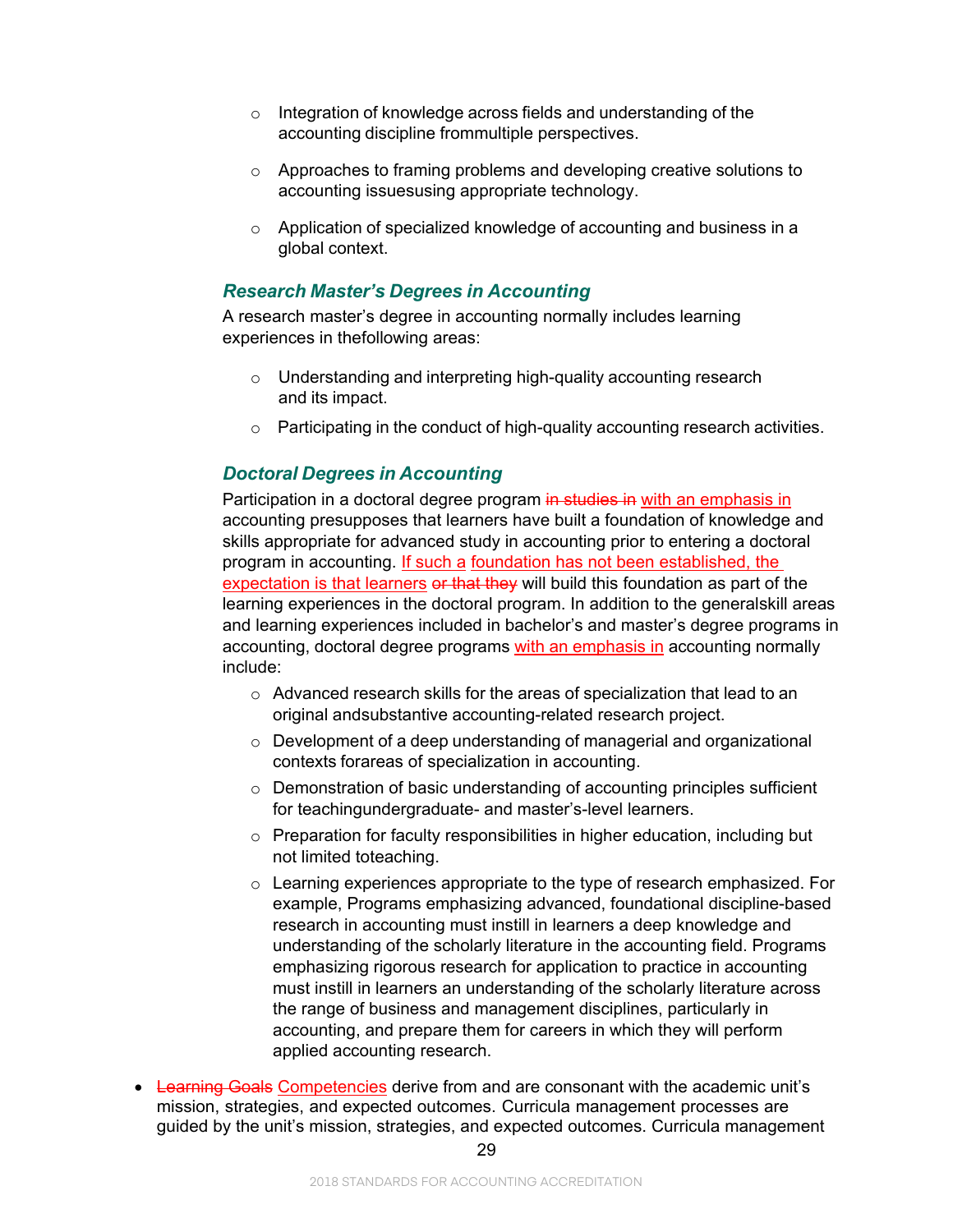- Integration of knowledge across fields and understanding of the accounting discipline frommultiple perspectives.
- Approaches to framing problems and developing creative solutions to accounting issuesusing appropriate technology.
- Application of specialized knowledge of accounting and business in a global context.

### *Research Master's Degrees in Accounting*

A research master's degree in accounting normally includes learning experiences in thefollowing areas:

- Understanding and interpreting high-quality accounting research and its impact.
- Participating in the conduct of high-quality accounting research activities.

### *Doctoral Degrees in Accounting*

Participation in a doctoral degree program ~~in studies in~~ with an emphasis in accounting presupposes that learners have built a foundation of knowledge and skills appropriate for advanced study in accounting prior to entering a doctoral program in accounting. If such a foundation has not been established, the expectation is that learners ~~or that they~~ will build this foundation as part of the learning experiences in the doctoral program. In addition to the generalskill areas and learning experiences included in bachelor's and master's degree programs in accounting, doctoral degree programs with an emphasis in accounting normally include:

- Advanced research skills for the areas of specialization that lead to an original andsubstantive accounting-related research project.
- Development of a deep understanding of managerial and organizational contexts forareas of specialization in accounting.
- Demonstration of basic understanding of accounting principles sufficient for teachingundergraduate- and master's-level learners.
- Preparation for faculty responsibilities in higher education, including but not limited toteaching.
- Learning experiences appropriate to the type of research emphasized. For example, Programs emphasizing advanced, foundational discipline-based research in accounting must instill in learners a deep knowledge and understanding of the scholarly literature in the accounting field. Programs emphasizing rigorous research for application to practice in accounting must instill in learners an understanding of the scholarly literature across the range of business and management disciplines, particularly in accounting, and prepare them for careers in which they will perform applied accounting research.

- ~~Learning Goals~~ Competencies derive from and are consonant with the academic unit's mission, strategies, and expected outcomes. Curricula management processes are guided by the unit's mission, strategies, and expected outcomes. Curricula management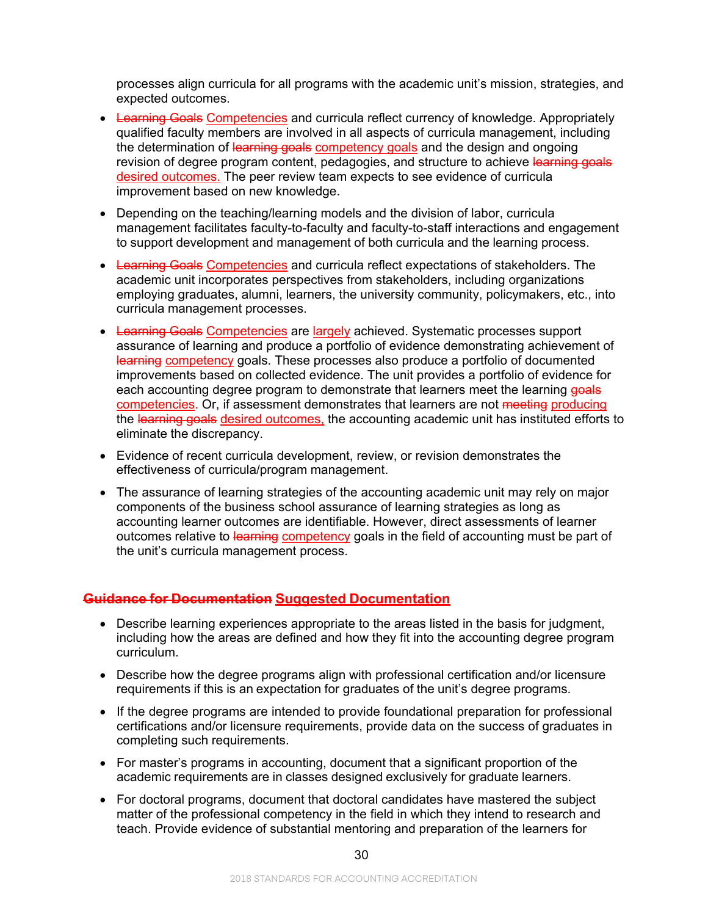processes align curricula for all programs with the academic unit's mission, strategies, and expected outcomes.

- ~~Learning Goals~~ Competencies and curricula reflect currency of knowledge. Appropriately qualified faculty members are involved in all aspects of curricula management, including the determination of ~~learning goals~~ competency goals and the design and ongoing revision of degree program content, pedagogies, and structure to achieve ~~learning goals~~ desired outcomes. The peer review team expects to see evidence of curricula improvement based on new knowledge.

- Depending on the teaching/learning models and the division of labor, curricula management facilitates faculty-to-faculty and faculty-to-staff interactions and engagement to support development and management of both curricula and the learning process.

- ~~Learning Goals~~ Competencies and curricula reflect expectations of stakeholders. The academic unit incorporates perspectives from stakeholders, including organizations employing graduates, alumni, learners, the university community, policymakers, etc., into curricula management processes.

- ~~Learning Goals~~ Competencies are largely achieved. Systematic processes support assurance of learning and produce a portfolio of evidence demonstrating achievement of ~~learning~~ competency goals. These processes also produce a portfolio of documented improvements based on collected evidence. The unit provides a portfolio of evidence for each accounting degree program to demonstrate that learners meet the learning ~~goals~~ competencies. Or, if assessment demonstrates that learners are not ~~meeting~~ producing the ~~learning goals~~ desired outcomes, the accounting academic unit has instituted efforts to eliminate the discrepancy.

- Evidence of recent curricula development, review, or revision demonstrates the effectiveness of curricula/program management.

- The assurance of learning strategies of the accounting academic unit may rely on major components of the business school assurance of learning strategies as long as accounting learner outcomes are identifiable. However, direct assessments of learner outcomes relative to ~~learning~~ competency goals in the field of accounting must be part of the unit's curricula management process.

## ~~Guidance for Documentation~~ Suggested Documentation

- Describe learning experiences appropriate to the areas listed in the basis for judgment, including how the areas are defined and how they fit into the accounting degree program curriculum.

- Describe how the degree programs align with professional certification and/or licensure requirements if this is an expectation for graduates of the unit's degree programs.

- If the degree programs are intended to provide foundational preparation for professional certifications and/or licensure requirements, provide data on the success of graduates in completing such requirements.

- For master's programs in accounting, document that a significant proportion of the academic requirements are in classes designed exclusively for graduate learners.

- For doctoral programs, document that doctoral candidates have mastered the subject matter of the professional competency in the field in which they intend to research and teach. Provide evidence of substantial mentoring and preparation of the learners for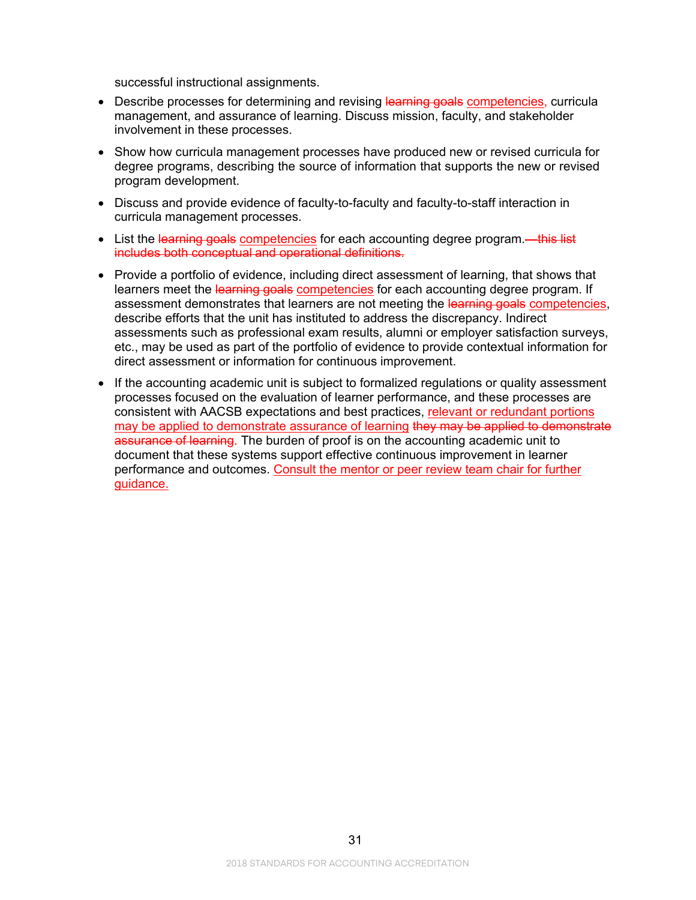successful instructional assignments.

- Describe processes for determining and revising ~~learning goals~~ competencies, curricula management, and assurance of learning. Discuss mission, faculty, and stakeholder involvement in these processes.

- Show how curricula management processes have produced new or revised curricula for degree programs, describing the source of information that supports the new or revised program development.

- Discuss and provide evidence of faculty-to-faculty and faculty-to-staff interaction in curricula management processes.

- List the ~~learning goals~~ competencies for each accounting degree program. ~~—this list includes both conceptual and operational definitions.~~

- Provide a portfolio of evidence, including direct assessment of learning, that shows that learners meet the ~~learning goals~~ competencies for each accounting degree program. If assessment demonstrates that learners are not meeting the ~~learning goals~~ competencies, describe efforts that the unit has instituted to address the discrepancy. Indirect assessments such as professional exam results, alumni or employer satisfaction surveys, etc., may be used as part of the portfolio of evidence to provide contextual information for direct assessment or information for continuous improvement.

- If the accounting academic unit is subject to formalized regulations or quality assessment processes focused on the evaluation of learner performance, and these processes are consistent with AACSB expectations and best practices, relevant or redundant portions may be applied to demonstrate assurance of learning ~~they may be applied to demonstrate assurance of learning~~. The burden of proof is on the accounting academic unit to document that these systems support effective continuous improvement in learner performance and outcomes. Consult the mentor or peer review team chair for further guidance.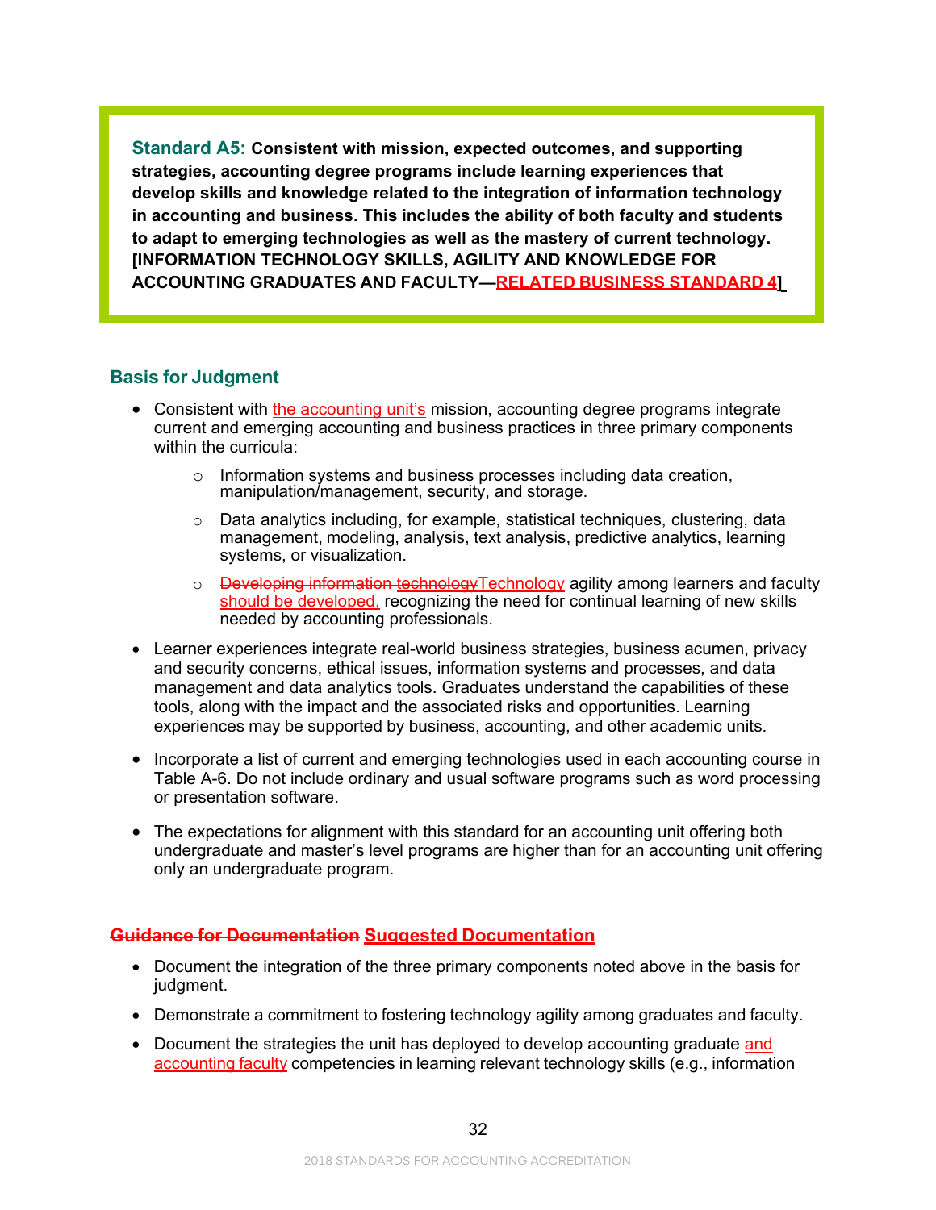**Standard A5:** **Consistent with mission, expected outcomes, and supporting strategies, accounting degree programs include learning experiences that develop skills and knowledge related to the integration of information technology in accounting and business. This includes the ability of both faculty and students to adapt to emerging technologies as well as the mastery of current technology. [INFORMATION TECHNOLOGY SKILLS, AGILITY AND KNOWLEDGE FOR ACCOUNTING GRADUATES AND FACULTY—~~RELATED BUSINESS STANDARD 4~~]**

## Basis for Judgment

- Consistent with the accounting unit's mission, accounting degree programs integrate current and emerging accounting and business practices in three primary components within the curricula:
  - Information systems and business processes including data creation, manipulation/management, security, and storage.
  - Data analytics including, for example, statistical techniques, clustering, data management, modeling, analysis, text analysis, predictive analytics, learning systems, or visualization.
  - ~~Developing information technology~~Technology agility among learners and faculty should be developed, recognizing the need for continual learning of new skills needed by accounting professionals.
- Learner experiences integrate real-world business strategies, business acumen, privacy and security concerns, ethical issues, information systems and processes, and data management and data analytics tools. Graduates understand the capabilities of these tools, along with the impact and the associated risks and opportunities. Learning experiences may be supported by business, accounting, and other academic units.
- Incorporate a list of current and emerging technologies used in each accounting course in Table A-6. Do not include ordinary and usual software programs such as word processing or presentation software.
- The expectations for alignment with this standard for an accounting unit offering both undergraduate and master's level programs are higher than for an accounting unit offering only an undergraduate program.

## ~~Guidance for Documentation~~ Suggested Documentation

- Document the integration of the three primary components noted above in the basis for judgment.
- Demonstrate a commitment to fostering technology agility among graduates and faculty.
- Document the strategies the unit has deployed to develop accounting graduate and accounting faculty competencies in learning relevant technology skills (e.g., information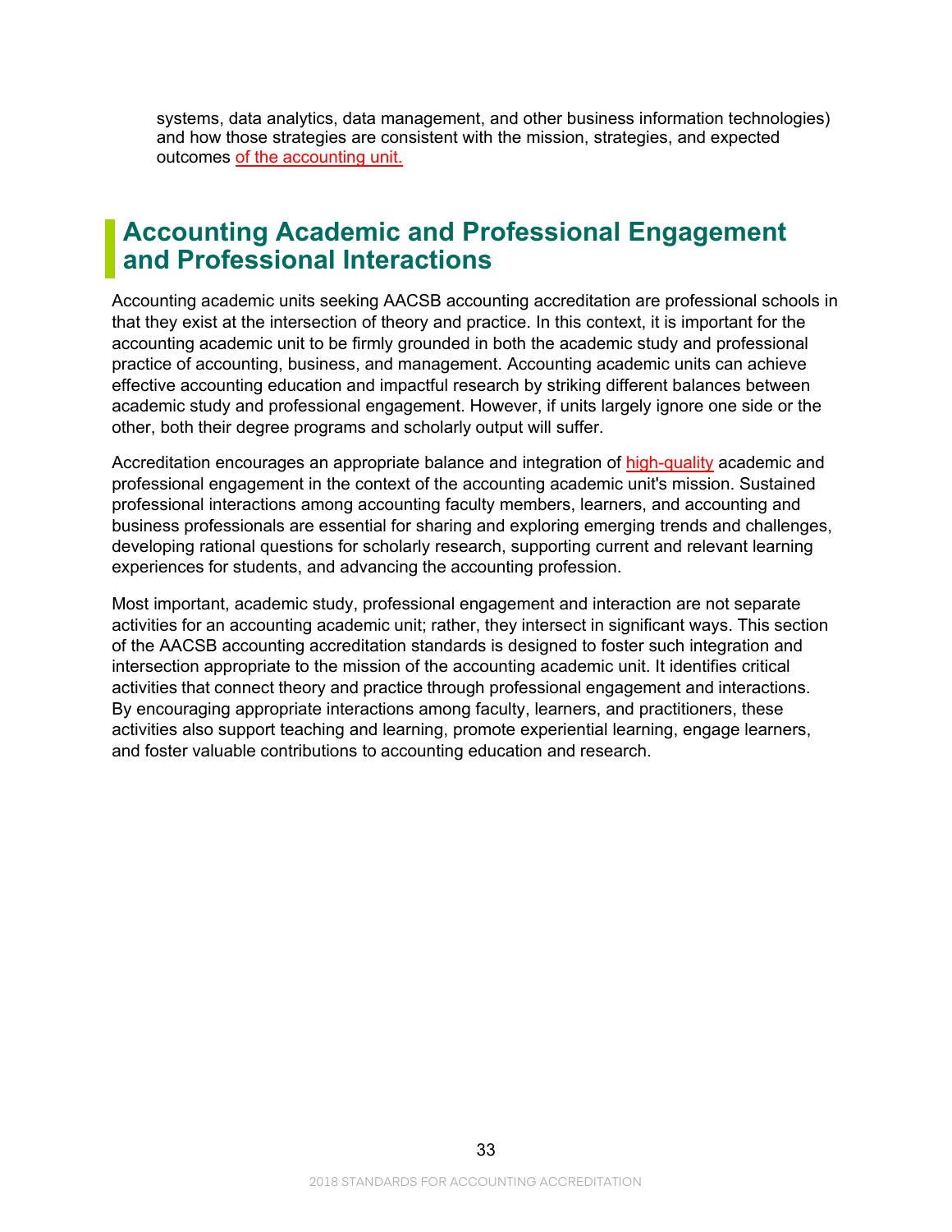systems, data analytics, data management, and other business information technologies) and how those strategies are consistent with the mission, strategies, and expected outcomes of the accounting unit.

## Accounting Academic and Professional Engagement and Professional Interactions

Accounting academic units seeking AACSB accounting accreditation are professional schools in that they exist at the intersection of theory and practice. In this context, it is important for the accounting academic unit to be firmly grounded in both the academic study and professional practice of accounting, business, and management. Accounting academic units can achieve effective accounting education and impactful research by striking different balances between academic study and professional engagement. However, if units largely ignore one side or the other, both their degree programs and scholarly output will suffer.

Accreditation encourages an appropriate balance and integration of high-quality academic and professional engagement in the context of the accounting academic unit's mission. Sustained professional interactions among accounting faculty members, learners, and accounting and business professionals are essential for sharing and exploring emerging trends and challenges, developing rational questions for scholarly research, supporting current and relevant learning experiences for students, and advancing the accounting profession.

Most important, academic study, professional engagement and interaction are not separate activities for an accounting academic unit; rather, they intersect in significant ways. This section of the AACSB accounting accreditation standards is designed to foster such integration and intersection appropriate to the mission of the accounting academic unit. It identifies critical activities that connect theory and practice through professional engagement and interactions. By encouraging appropriate interactions among faculty, learners, and practitioners, these activities also support teaching and learning, promote experiential learning, engage learners, and foster valuable contributions to accounting education and research.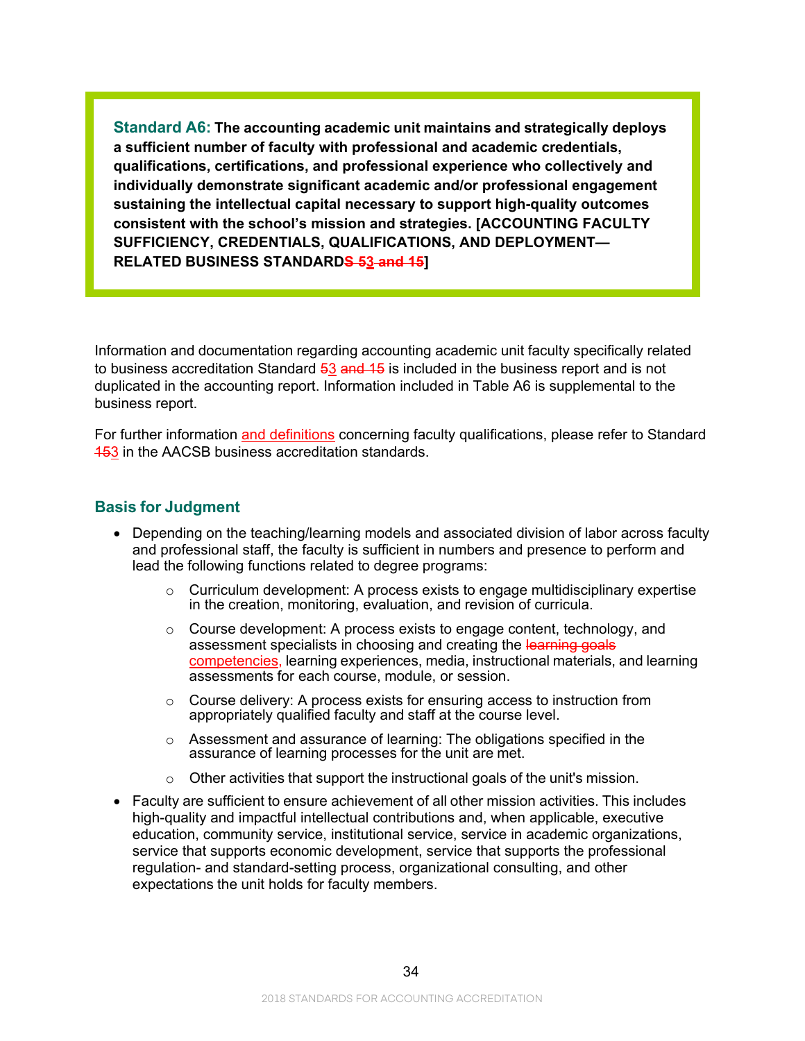**Standard A6:** **The accounting academic unit maintains and strategically deploys a sufficient number of faculty with professional and academic credentials, qualifications, certifications, and professional experience who collectively and individually demonstrate significant academic and/or professional engagement sustaining the intellectual capital necessary to support high-quality outcomes consistent with the school's mission and strategies. [ACCOUNTING FACULTY SUFFICIENCY, CREDENTIALS, QUALIFICATIONS, AND DEPLOYMENT—RELATED BUSINESS STANDARD~~S 5~~3~~ and 15~~]**

Information and documentation regarding accounting academic unit faculty specifically related to business accreditation Standard ~~5~~3 ~~and 15~~ is included in the business report and is not duplicated in the accounting report. Information included in Table A6 is supplemental to the business report.

For further information and definitions concerning faculty qualifications, please refer to Standard ~~15~~3 in the AACSB business accreditation standards.

## Basis for Judgment

- Depending on the teaching/learning models and associated division of labor across faculty and professional staff, the faculty is sufficient in numbers and presence to perform and lead the following functions related to degree programs:
  - Curriculum development: A process exists to engage multidisciplinary expertise in the creation, monitoring, evaluation, and revision of curricula.
  - Course development: A process exists to engage content, technology, and assessment specialists in choosing and creating the ~~learning goals~~ competencies, learning experiences, media, instructional materials, and learning assessments for each course, module, or session.
  - Course delivery: A process exists for ensuring access to instruction from appropriately qualified faculty and staff at the course level.
  - Assessment and assurance of learning: The obligations specified in the assurance of learning processes for the unit are met.
  - Other activities that support the instructional goals of the unit's mission.
- Faculty are sufficient to ensure achievement of all other mission activities. This includes high-quality and impactful intellectual contributions and, when applicable, executive education, community service, institutional service, service in academic organizations, service that supports economic development, service that supports the professional regulation- and standard-setting process, organizational consulting, and other expectations the unit holds for faculty members.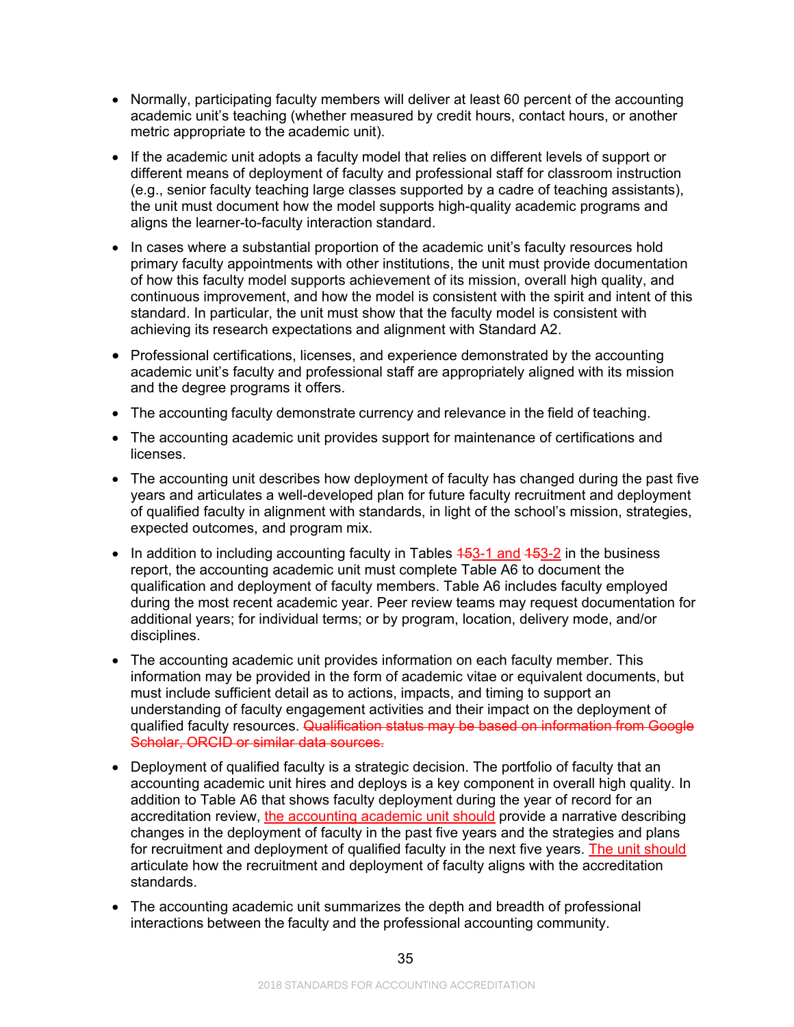- Normally, participating faculty members will deliver at least 60 percent of the accounting academic unit's teaching (whether measured by credit hours, contact hours, or another metric appropriate to the academic unit).

- If the academic unit adopts a faculty model that relies on different levels of support or different means of deployment of faculty and professional staff for classroom instruction (e.g., senior faculty teaching large classes supported by a cadre of teaching assistants), the unit must document how the model supports high-quality academic programs and aligns the learner-to-faculty interaction standard.

- In cases where a substantial proportion of the academic unit's faculty resources hold primary faculty appointments with other institutions, the unit must provide documentation of how this faculty model supports achievement of its mission, overall high quality, and continuous improvement, and how the model is consistent with the spirit and intent of this standard. In particular, the unit must show that the faculty model is consistent with achieving its research expectations and alignment with Standard A2.

- Professional certifications, licenses, and experience demonstrated by the accounting academic unit's faculty and professional staff are appropriately aligned with its mission and the degree programs it offers.

- The accounting faculty demonstrate currency and relevance in the field of teaching.

- The accounting academic unit provides support for maintenance of certifications and licenses.

- The accounting unit describes how deployment of faculty has changed during the past five years and articulates a well-developed plan for future faculty recruitment and deployment of qualified faculty in alignment with standards, in light of the school's mission, strategies, expected outcomes, and program mix.

- In addition to including accounting faculty in Tables ~~15~~3-1 and ~~15~~3-2 in the business report, the accounting academic unit must complete Table A6 to document the qualification and deployment of faculty members. Table A6 includes faculty employed during the most recent academic year. Peer review teams may request documentation for additional years; for individual terms; or by program, location, delivery mode, and/or disciplines.

- The accounting academic unit provides information on each faculty member. This information may be provided in the form of academic vitae or equivalent documents, but must include sufficient detail as to actions, impacts, and timing to support an understanding of faculty engagement activities and their impact on the deployment of qualified faculty resources. ~~Qualification status may be based on information from Google Scholar, ORCID or similar data sources.~~

- Deployment of qualified faculty is a strategic decision. The portfolio of faculty that an accounting academic unit hires and deploys is a key component in overall high quality. In addition to Table A6 that shows faculty deployment during the year of record for an accreditation review, the accounting academic unit should provide a narrative describing changes in the deployment of faculty in the past five years and the strategies and plans for recruitment and deployment of qualified faculty in the next five years. The unit should articulate how the recruitment and deployment of faculty aligns with the accreditation standards.

- The accounting academic unit summarizes the depth and breadth of professional interactions between the faculty and the professional accounting community.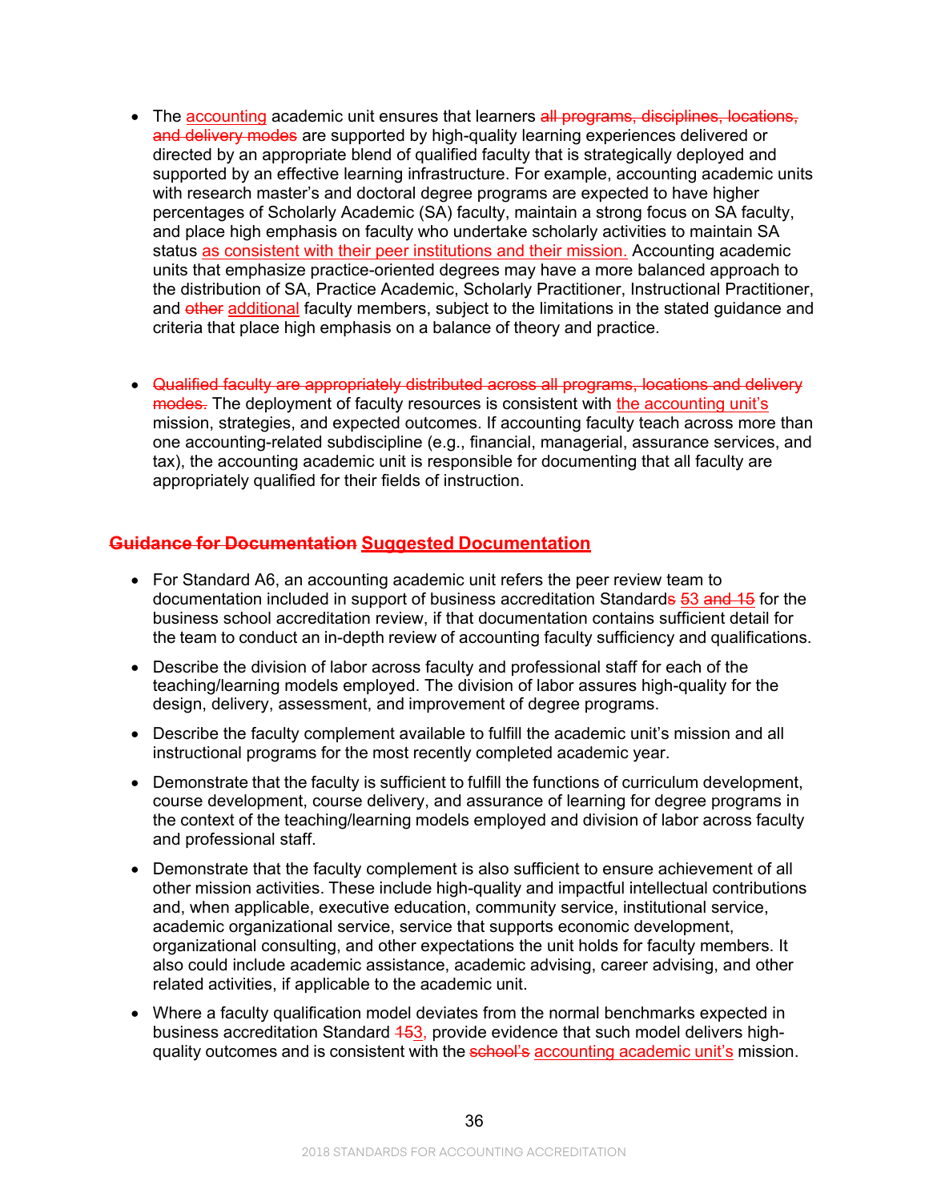- The <u>accounting</u> academic unit ensures that learners ~~all programs, disciplines, locations, and delivery modes~~ are supported by high-quality learning experiences delivered or directed by an appropriate blend of qualified faculty that is strategically deployed and supported by an effective learning infrastructure. For example, accounting academic units with research master's and doctoral degree programs are expected to have higher percentages of Scholarly Academic (SA) faculty, maintain a strong focus on SA faculty, and place high emphasis on faculty who undertake scholarly activities to maintain SA status <u>as consistent with their peer institutions and their mission.</u> Accounting academic units that emphasize practice-oriented degrees may have a more balanced approach to the distribution of SA, Practice Academic, Scholarly Practitioner, Instructional Practitioner, and ~~other~~ <u>additional</u> faculty members, subject to the limitations in the stated guidance and criteria that place high emphasis on a balance of theory and practice.

- ~~Qualified faculty are appropriately distributed across all programs, locations and delivery modes.~~ The deployment of faculty resources is consistent with <u>the accounting unit's</u> mission, strategies, and expected outcomes. If accounting faculty teach across more than one accounting-related subdiscipline (e.g., financial, managerial, assurance services, and tax), the accounting academic unit is responsible for documenting that all faculty are appropriately qualified for their fields of instruction.

## ~~Guidance for Documentation~~ <u>Suggested Documentation</u>

- For Standard A6, an accounting academic unit refers the peer review team to documentation included in support of business accreditation Standard~~s~~ ~~5~~<u>3</u> ~~and 15~~ for the business school accreditation review, if that documentation contains sufficient detail for the team to conduct an in-depth review of accounting faculty sufficiency and qualifications.

- Describe the division of labor across faculty and professional staff for each of the teaching/learning models employed. The division of labor assures high-quality for the design, delivery, assessment, and improvement of degree programs.

- Describe the faculty complement available to fulfill the academic unit's mission and all instructional programs for the most recently completed academic year.

- Demonstrate that the faculty is sufficient to fulfill the functions of curriculum development, course development, course delivery, and assurance of learning for degree programs in the context of the teaching/learning models employed and division of labor across faculty and professional staff.

- Demonstrate that the faculty complement is also sufficient to ensure achievement of all other mission activities. These include high-quality and impactful intellectual contributions and, when applicable, executive education, community service, institutional service, academic organizational service, service that supports economic development, organizational consulting, and other expectations the unit holds for faculty members. It also could include academic assistance, academic advising, career advising, and other related activities, if applicable to the academic unit.

- Where a faculty qualification model deviates from the normal benchmarks expected in business accreditation Standard ~~15~~<u>3,</u> provide evidence that such model delivers high-quality outcomes and is consistent with the ~~school's~~ <u>accounting academic unit's</u> mission.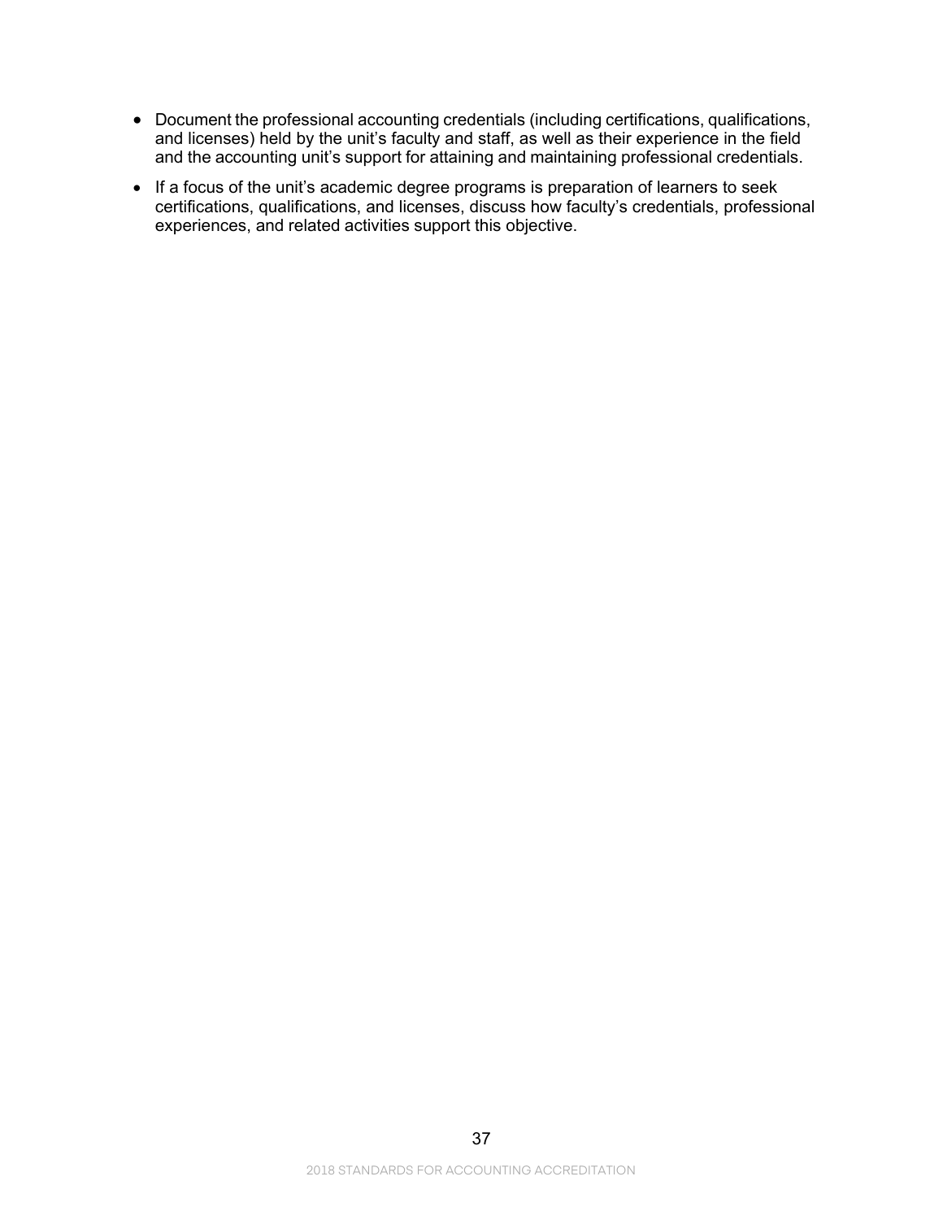- Document the professional accounting credentials (including certifications, qualifications, and licenses) held by the unit's faculty and staff, as well as their experience in the field and the accounting unit's support for attaining and maintaining professional credentials.
- If a focus of the unit's academic degree programs is preparation of learners to seek certifications, qualifications, and licenses, discuss how faculty's credentials, professional experiences, and related activities support this objective.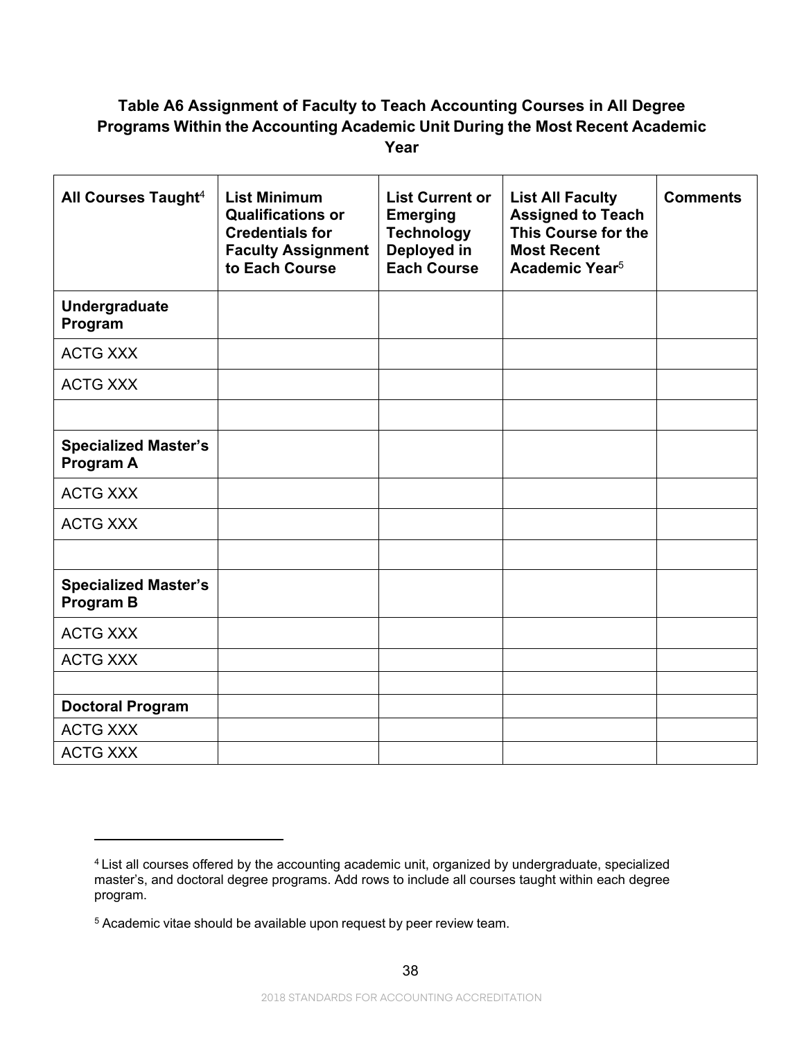### Table A6 Assignment of Faculty to Teach Accounting Courses in All Degree Programs Within the Accounting Academic Unit During the Most Recent Academic Year

| All Courses Taught[4] | List Minimum Qualifications or Credentials for Faculty Assignment to Each Course | List Current or Emerging Technology Deployed in Each Course | List All Faculty Assigned to Teach This Course for the Most Recent Academic Year[5] | Comments |
|---|---|---|---|---|
| **Undergraduate Program** | | | | |
| ACTG XXX | | | | |
| ACTG XXX | | | | |
| | | | | |
| **Specialized Master's Program A** | | | | |
| ACTG XXX | | | | |
| ACTG XXX | | | | |
| | | | | |
| **Specialized Master's Program B** | | | | |
| ACTG XXX | | | | |
| ACTG XXX | | | | |
| | | | | |
| **Doctoral Program** | | | | |
| ACTG XXX | | | | |
| ACTG XXX | | | | |

[4] List all courses offered by the accounting academic unit, organized by undergraduate, specialized master's, and doctoral degree programs. Add rows to include all courses taught within each degree program.

[5] Academic vitae should be available upon request by peer review team.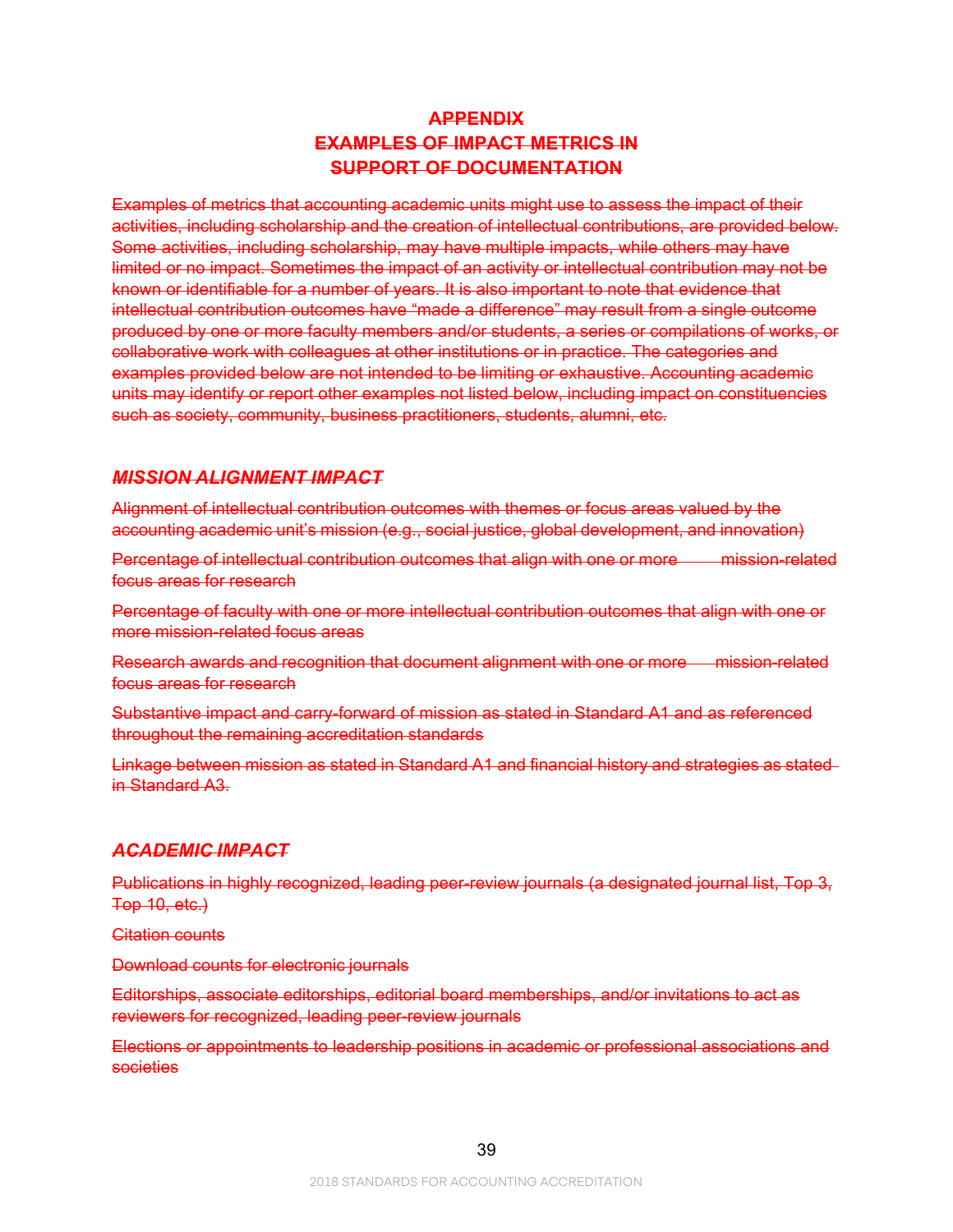## APPENDIX
## EXAMPLES OF IMPACT METRICS IN SUPPORT OF DOCUMENTATION

~~Examples of metrics that accounting academic units might use to assess the impact of their activities, including scholarship and the creation of intellectual contributions, are provided below. Some activities, including scholarship, may have multiple impacts, while others may have limited or no impact. Sometimes the impact of an activity or intellectual contribution may not be known or identifiable for a number of years. It is also important to note that evidence that intellectual contribution outcomes have "made a difference" may result from a single outcome produced by one or more faculty members and/or students, a series or compilations of works, or collaborative work with colleagues at other institutions or in practice. The categories and examples provided below are not intended to be limiting or exhaustive. Accounting academic units may identify or report other examples not listed below, including impact on constituencies such as society, community, business practitioners, students, alumni, etc.~~

### ***~~MISSION ALIGNMENT IMPACT~~***

~~Alignment of intellectual contribution outcomes with themes or focus areas valued by the accounting academic unit's mission (e.g., social justice, global development, and innovation)~~

~~Percentage of intellectual contribution outcomes that align with one or more mission-related focus areas for research~~

~~Percentage of faculty with one or more intellectual contribution outcomes that align with one or more mission-related focus areas~~

~~Research awards and recognition that document alignment with one or more mission-related focus areas for research~~

~~Substantive impact and carry-forward of mission as stated in Standard A1 and as referenced throughout the remaining accreditation standards~~

~~Linkage between mission as stated in Standard A1 and financial history and strategies as stated in Standard A3.~~

### ***~~ACADEMIC IMPACT~~***

~~Publications in highly recognized, leading peer-review journals (a designated journal list, Top 3, Top 10, etc.)~~

~~Citation counts~~

~~Download counts for electronic journals~~

~~Editorships, associate editorships, editorial board memberships, and/or invitations to act as reviewers for recognized, leading peer-review journals~~

~~Elections or appointments to leadership positions in academic or professional associations and societies~~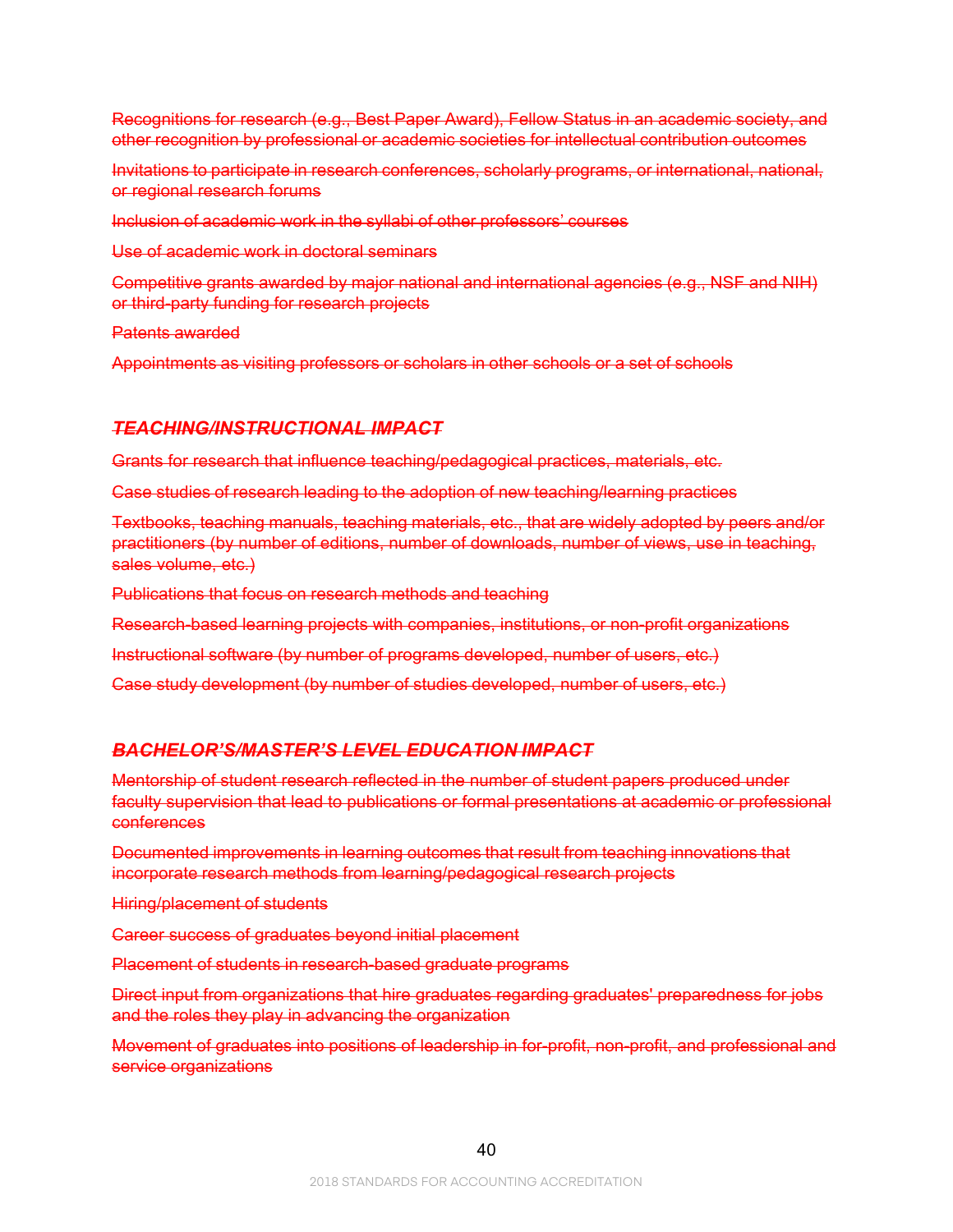~~Recognitions for research (e.g., Best Paper Award), Fellow Status in an academic society, and other recognition by professional or academic societies for intellectual contribution outcomes~~

~~Invitations to participate in research conferences, scholarly programs, or international, national, or regional research forums~~

~~Inclusion of academic work in the syllabi of other professors' courses~~

~~Use of academic work in doctoral seminars~~

~~Competitive grants awarded by major national and international agencies (e.g., NSF and NIH) or third-party funding for research projects~~

~~Patents awarded~~

~~Appointments as visiting professors or scholars in other schools or a set of schools~~

### ~~*TEACHING/INSTRUCTIONAL IMPACT*~~

~~Grants for research that influence teaching/pedagogical practices, materials, etc.~~

~~Case studies of research leading to the adoption of new teaching/learning practices~~

~~Textbooks, teaching manuals, teaching materials, etc., that are widely adopted by peers and/or practitioners (by number of editions, number of downloads, number of views, use in teaching, sales volume, etc.)~~

~~Publications that focus on research methods and teaching~~

~~Research-based learning projects with companies, institutions, or non-profit organizations~~

~~Instructional software (by number of programs developed, number of users, etc.)~~

~~Case study development (by number of studies developed, number of users, etc.)~~

### ~~*BACHELOR'S/MASTER'S LEVEL EDUCATION IMPACT*~~

~~Mentorship of student research reflected in the number of student papers produced under faculty supervision that lead to publications or formal presentations at academic or professional conferences~~

~~Documented improvements in learning outcomes that result from teaching innovations that incorporate research methods from learning/pedagogical research projects~~

~~Hiring/placement of students~~

~~Career success of graduates beyond initial placement~~

~~Placement of students in research-based graduate programs~~

~~Direct input from organizations that hire graduates regarding graduates' preparedness for jobs and the roles they play in advancing the organization~~

~~Movement of graduates into positions of leadership in for-profit, non-profit, and professional and service organizations~~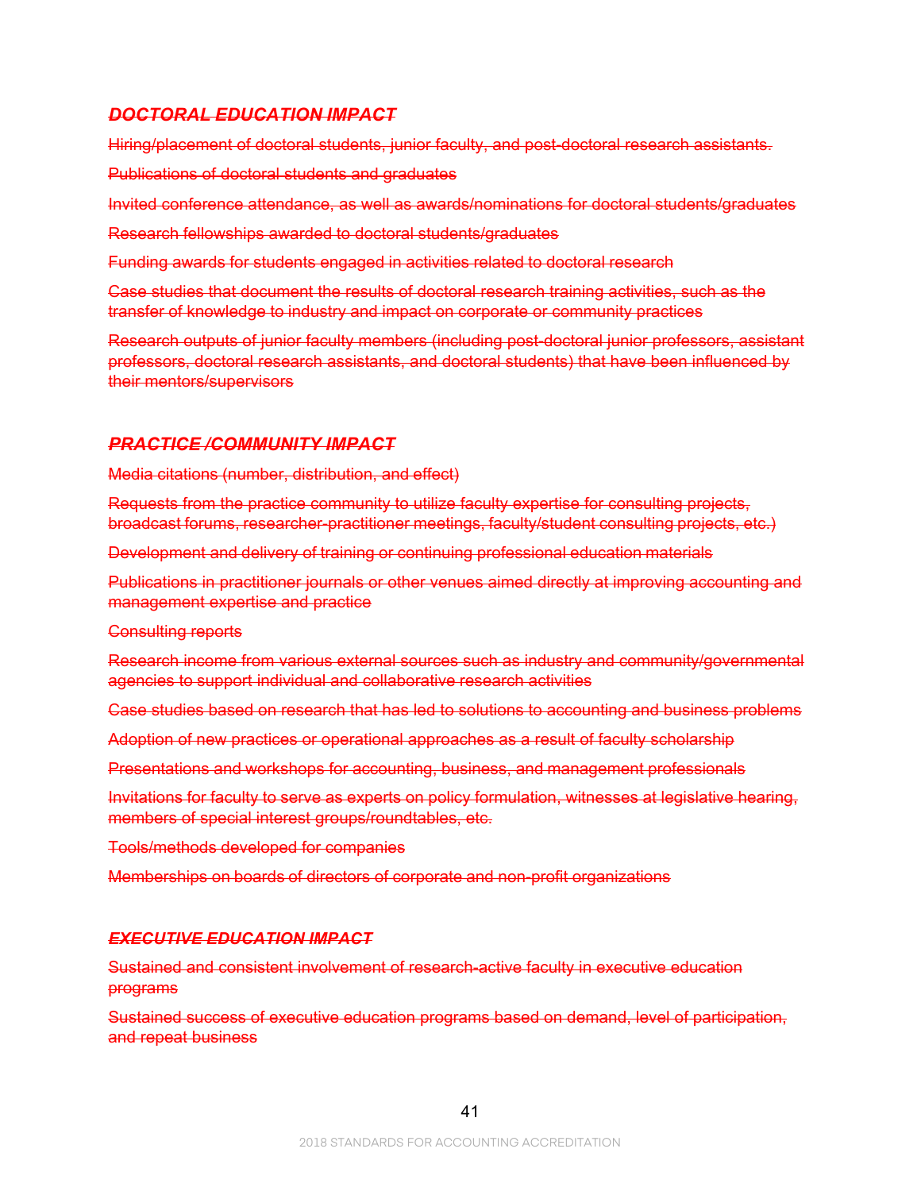### ~~*DOCTORAL EDUCATION IMPACT*~~

~~Hiring/placement of doctoral students, junior faculty, and post-doctoral research assistants.~~

~~Publications of doctoral students and graduates~~

~~Invited conference attendance, as well as awards/nominations for doctoral students/graduates~~

~~Research fellowships awarded to doctoral students/graduates~~

~~Funding awards for students engaged in activities related to doctoral research~~

~~Case studies that document the results of doctoral research training activities, such as the transfer of knowledge to industry and impact on corporate or community practices~~

~~Research outputs of junior faculty members (including post-doctoral junior professors, assistant professors, doctoral research assistants, and doctoral students) that have been influenced by their mentors/supervisors~~

### ~~*PRACTICE /COMMUNITY IMPACT*~~

~~Media citations (number, distribution, and effect)~~

~~Requests from the practice community to utilize faculty expertise for consulting projects, broadcast forums, researcher-practitioner meetings, faculty/student consulting projects, etc.)~~

~~Development and delivery of training or continuing professional education materials~~

~~Publications in practitioner journals or other venues aimed directly at improving accounting and management expertise and practice~~

~~Consulting reports~~

~~Research income from various external sources such as industry and community/governmental agencies to support individual and collaborative research activities~~

~~Case studies based on research that has led to solutions to accounting and business problems~~

~~Adoption of new practices or operational approaches as a result of faculty scholarship~~

~~Presentations and workshops for accounting, business, and management professionals~~

~~Invitations for faculty to serve as experts on policy formulation, witnesses at legislative hearing, members of special interest groups/roundtables, etc.~~

~~Tools/methods developed for companies~~

~~Memberships on boards of directors of corporate and non-profit organizations~~

### ~~*EXECUTIVE EDUCATION IMPACT*~~

~~Sustained and consistent involvement of research-active faculty in executive education programs~~

~~Sustained success of executive education programs based on demand, level of participation, and repeat business~~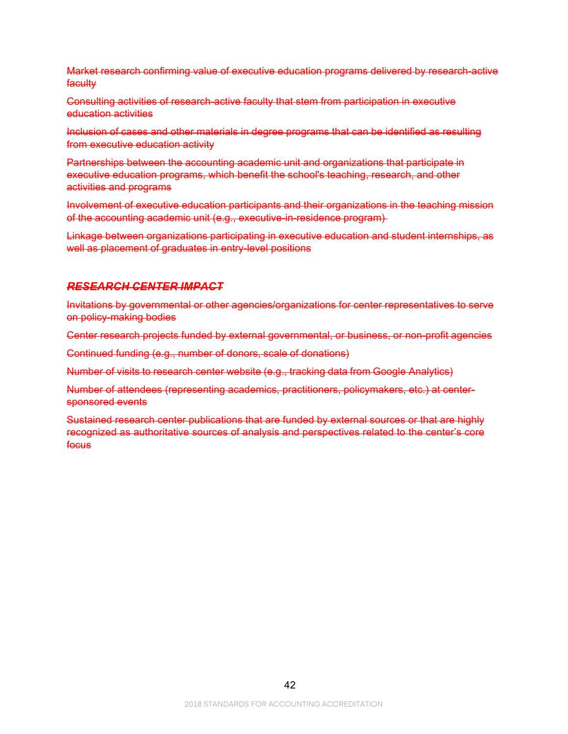~~Market research confirming value of executive education programs delivered by research-active faculty~~

~~Consulting activities of research-active faculty that stem from participation in executive education activities~~

~~Inclusion of cases and other materials in degree programs that can be identified as resulting from executive education activity~~

~~Partnerships between the accounting academic unit and organizations that participate in executive education programs, which benefit the school's teaching, research, and other activities and programs~~

~~Involvement of executive education participants and their organizations in the teaching mission of the accounting academic unit (e.g., executive-in-residence program)~~

~~Linkage between organizations participating in executive education and student internships, as well as placement of graduates in entry-level positions~~

### ~~***RESEARCH CENTER IMPACT***~~

~~Invitations by governmental or other agencies/organizations for center representatives to serve on policy-making bodies~~

~~Center research projects funded by external governmental, or business, or non-profit agencies~~

~~Continued funding (e.g., number of donors, scale of donations)~~

~~Number of visits to research center website (e.g., tracking data from Google Analytics)~~

~~Number of attendees (representing academics, practitioners, policymakers, etc.) at center-sponsored events~~

~~Sustained research center publications that are funded by external sources or that are highly recognized as authoritative sources of analysis and perspectives related to the center's core focus~~